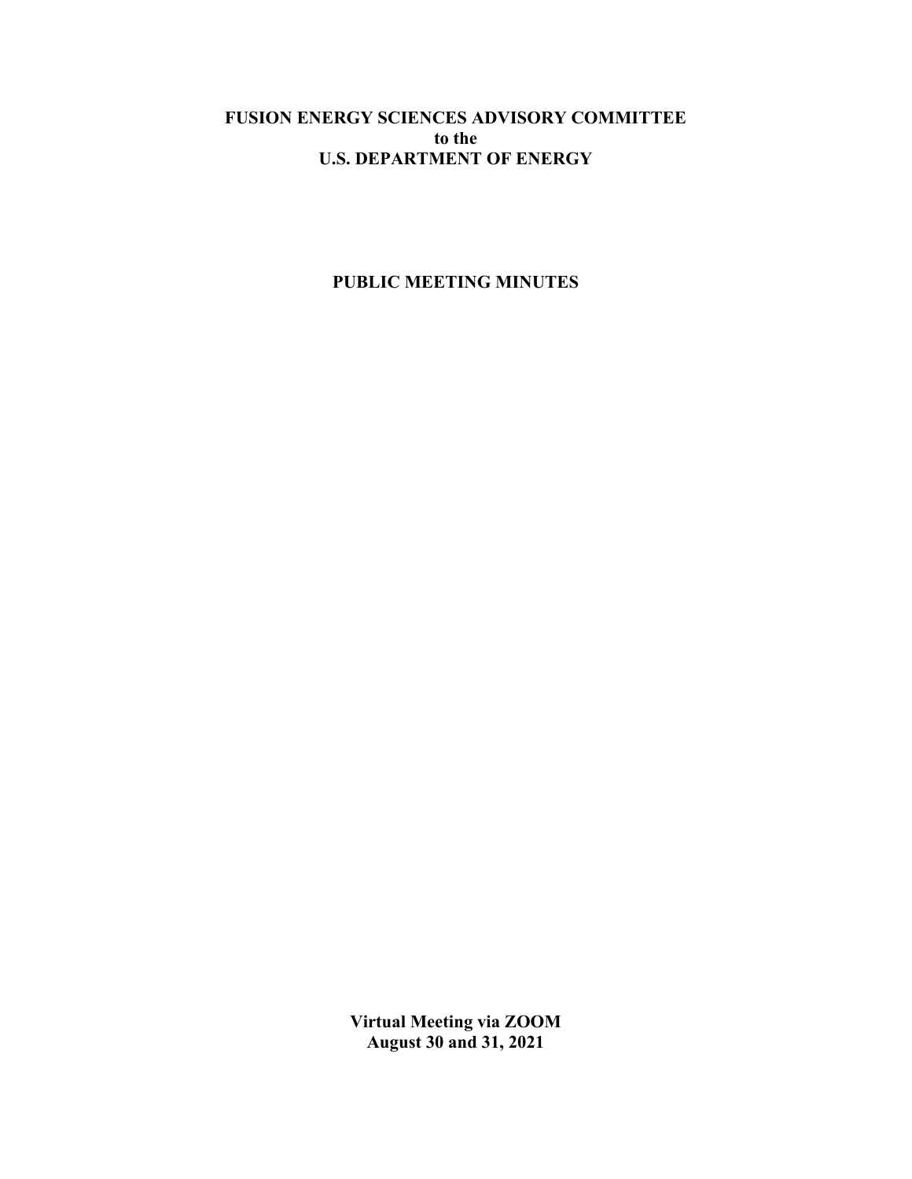# FUSION ENERGY SCIENCES ADVISORY COMMITTEE
# to the
# U.S. DEPARTMENT OF ENERGY

## PUBLIC MEETING MINUTES

**Virtual Meeting via ZOOM**
**August 30 and 31, 2021**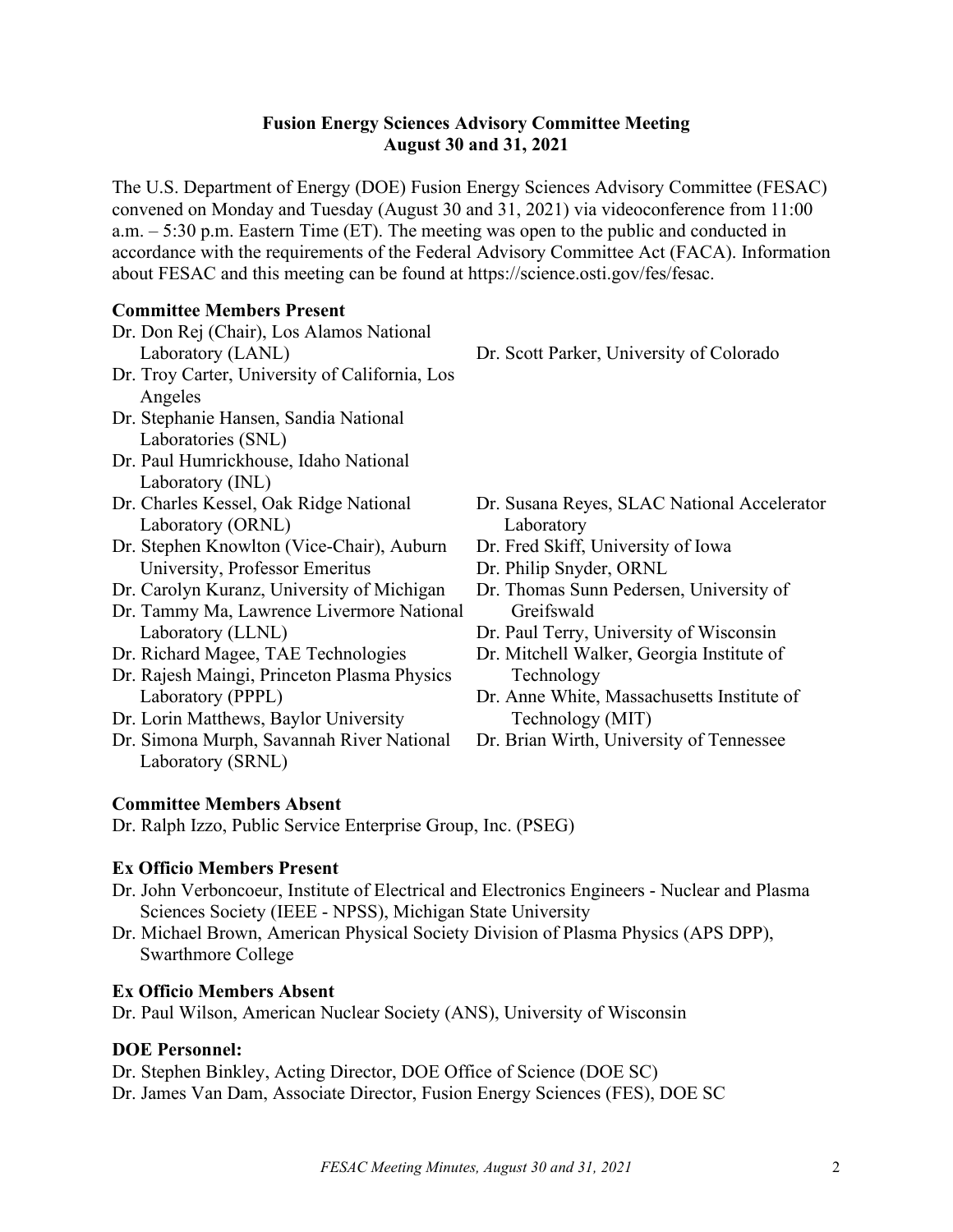**Fusion Energy Sciences Advisory Committee Meeting**
**August 30 and 31, 2021**

The U.S. Department of Energy (DOE) Fusion Energy Sciences Advisory Committee (FESAC) convened on Monday and Tuesday (August 30 and 31, 2021) via videoconference from 11:00 a.m. – 5:30 p.m. Eastern Time (ET). The meeting was open to the public and conducted in accordance with the requirements of the Federal Advisory Committee Act (FACA). Information about FESAC and this meeting can be found at https://science.osti.gov/fes/fesac.

**Committee Members Present**

- Dr. Don Rej (Chair), Los Alamos National Laboratory (LANL)
- Dr. Troy Carter, University of California, Los Angeles
- Dr. Stephanie Hansen, Sandia National Laboratories (SNL)
- Dr. Paul Humrickhouse, Idaho National Laboratory (INL)
- Dr. Charles Kessel, Oak Ridge National Laboratory (ORNL)
- Dr. Stephen Knowlton (Vice-Chair), Auburn University, Professor Emeritus
- Dr. Carolyn Kuranz, University of Michigan
- Dr. Tammy Ma, Lawrence Livermore National Laboratory (LLNL)
- Dr. Richard Magee, TAE Technologies
- Dr. Rajesh Maingi, Princeton Plasma Physics Laboratory (PPPL)
- Dr. Lorin Matthews, Baylor University
- Dr. Simona Murph, Savannah River National Laboratory (SRNL)
- Dr. Scott Parker, University of Colorado
- Dr. Susana Reyes, SLAC National Accelerator Laboratory
- Dr. Fred Skiff, University of Iowa
- Dr. Philip Snyder, ORNL
- Dr. Thomas Sunn Pedersen, University of Greifswald
- Dr. Paul Terry, University of Wisconsin
- Dr. Mitchell Walker, Georgia Institute of Technology
- Dr. Anne White, Massachusetts Institute of Technology (MIT)
- Dr. Brian Wirth, University of Tennessee

**Committee Members Absent**

Dr. Ralph Izzo, Public Service Enterprise Group, Inc. (PSEG)

**Ex Officio Members Present**

- Dr. John Verboncoeur, Institute of Electrical and Electronics Engineers - Nuclear and Plasma Sciences Society (IEEE - NPSS), Michigan State University
- Dr. Michael Brown, American Physical Society Division of Plasma Physics (APS DPP), Swarthmore College

**Ex Officio Members Absent**

Dr. Paul Wilson, American Nuclear Society (ANS), University of Wisconsin

**DOE Personnel:**

Dr. Stephen Binkley, Acting Director, DOE Office of Science (DOE SC)
Dr. James Van Dam, Associate Director, Fusion Energy Sciences (FES), DOE SC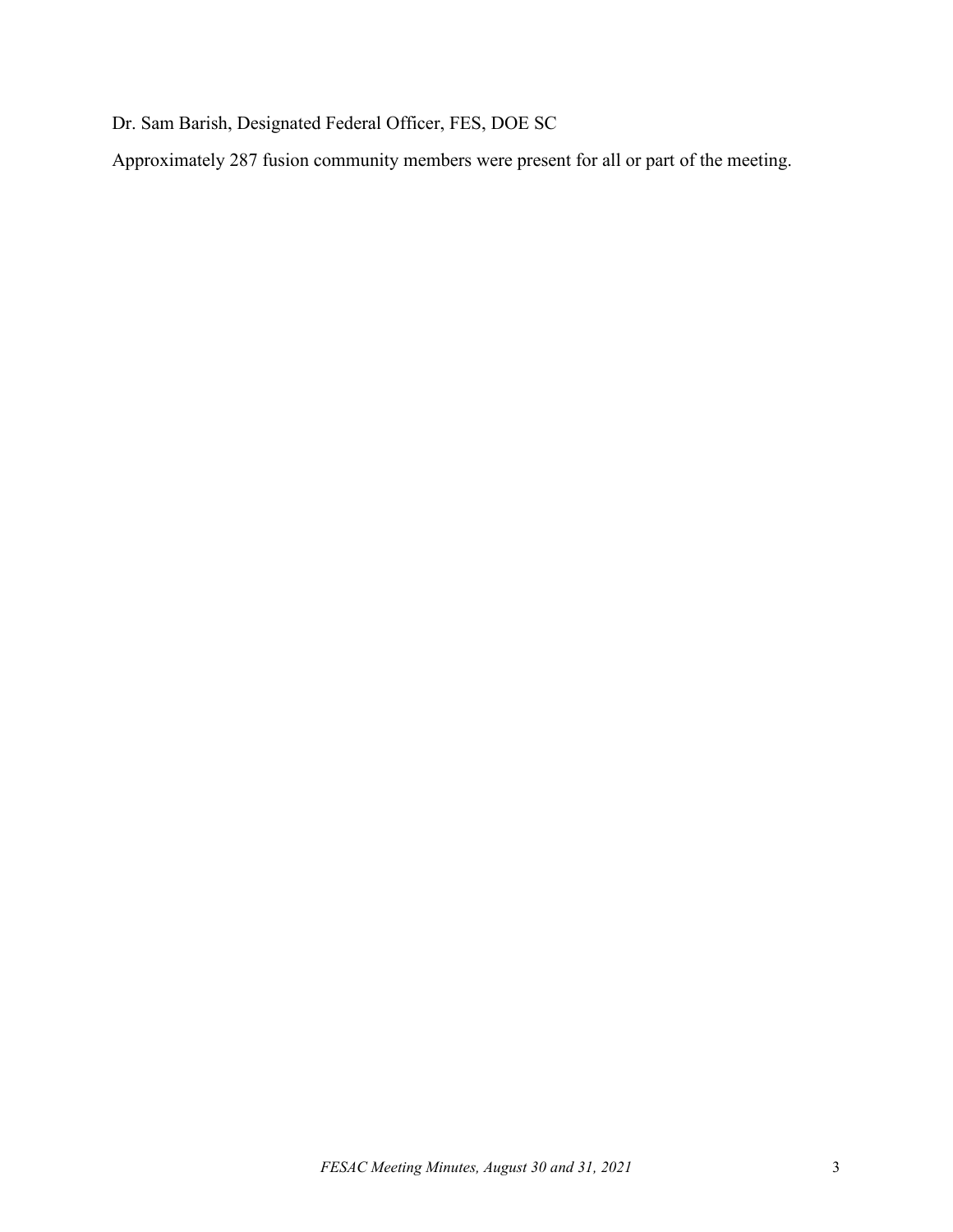Dr. Sam Barish, Designated Federal Officer, FES, DOE SC

Approximately 287 fusion community members were present for all or part of the meeting.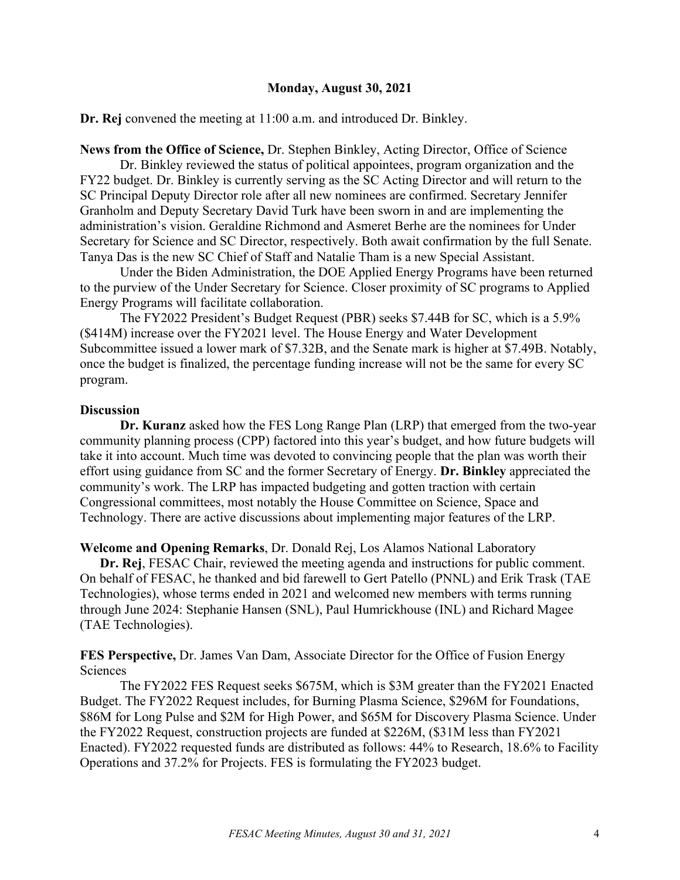**Monday, August 30, 2021**

**Dr. Rej** convened the meeting at 11:00 a.m. and introduced Dr. Binkley.

**News from the Office of Science,** Dr. Stephen Binkley, Acting Director, Office of Science

Dr. Binkley reviewed the status of political appointees, program organization and the FY22 budget. Dr. Binkley is currently serving as the SC Acting Director and will return to the SC Principal Deputy Director role after all new nominees are confirmed. Secretary Jennifer Granholm and Deputy Secretary David Turk have been sworn in and are implementing the administration's vision. Geraldine Richmond and Asmeret Berhe are the nominees for Under Secretary for Science and SC Director, respectively. Both await confirmation by the full Senate. Tanya Das is the new SC Chief of Staff and Natalie Tham is a new Special Assistant.

Under the Biden Administration, the DOE Applied Energy Programs have been returned to the purview of the Under Secretary for Science. Closer proximity of SC programs to Applied Energy Programs will facilitate collaboration.

The FY2022 President's Budget Request (PBR) seeks $7.44B for SC, which is a 5.9% ($414M) increase over the FY2021 level. The House Energy and Water Development Subcommittee issued a lower mark of $7.32B, and the Senate mark is higher at $7.49B. Notably, once the budget is finalized, the percentage funding increase will not be the same for every SC program.

**Discussion**

**Dr. Kuranz** asked how the FES Long Range Plan (LRP) that emerged from the two-year community planning process (CPP) factored into this year's budget, and how future budgets will take it into account. Much time was devoted to convincing people that the plan was worth their effort using guidance from SC and the former Secretary of Energy. **Dr. Binkley** appreciated the community's work. The LRP has impacted budgeting and gotten traction with certain Congressional committees, most notably the House Committee on Science, Space and Technology. There are active discussions about implementing major features of the LRP.

**Welcome and Opening Remarks**, Dr. Donald Rej, Los Alamos National Laboratory

**Dr. Rej**, FESAC Chair, reviewed the meeting agenda and instructions for public comment. On behalf of FESAC, he thanked and bid farewell to Gert Patello (PNNL) and Erik Trask (TAE Technologies), whose terms ended in 2021 and welcomed new members with terms running through June 2024: Stephanie Hansen (SNL), Paul Humrickhouse (INL) and Richard Magee (TAE Technologies).

**FES Perspective,** Dr. James Van Dam, Associate Director for the Office of Fusion Energy Sciences

The FY2022 FES Request seeks $675M, which is $3M greater than the FY2021 Enacted Budget. The FY2022 Request includes, for Burning Plasma Science, $296M for Foundations, $86M for Long Pulse and $2M for High Power, and $65M for Discovery Plasma Science. Under the FY2022 Request, construction projects are funded at $226M, ($31M less than FY2021 Enacted). FY2022 requested funds are distributed as follows: 44% to Research, 18.6% to Facility Operations and 37.2% for Projects. FES is formulating the FY2023 budget.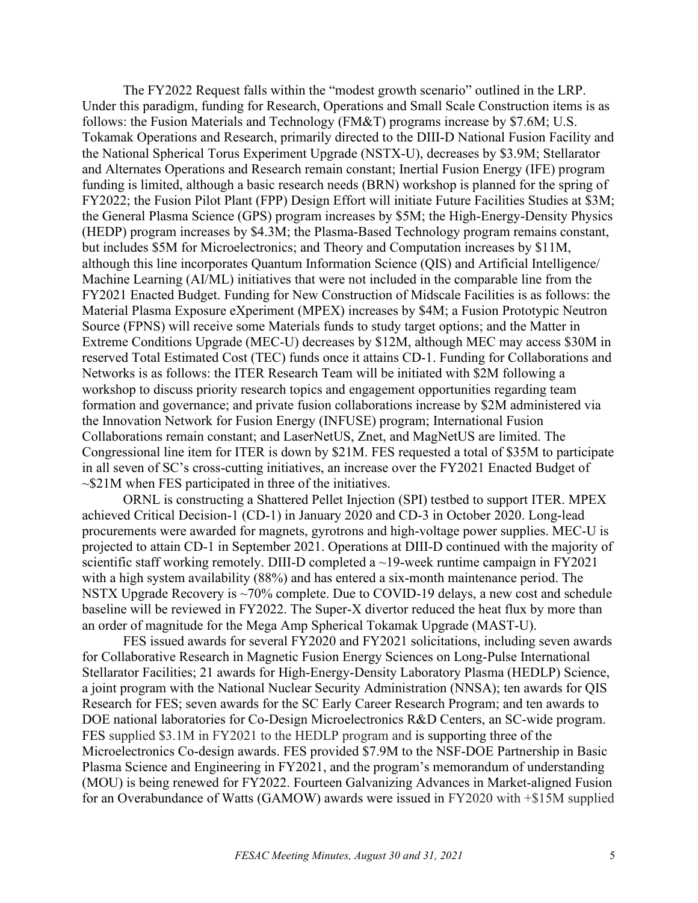The FY2022 Request falls within the "modest growth scenario" outlined in the LRP. Under this paradigm, funding for Research, Operations and Small Scale Construction items is as follows: the Fusion Materials and Technology (FM&T) programs increase by \$7.6M; U.S. Tokamak Operations and Research, primarily directed to the DIII-D National Fusion Facility and the National Spherical Torus Experiment Upgrade (NSTX-U), decreases by \$3.9M; Stellarator and Alternates Operations and Research remain constant; Inertial Fusion Energy (IFE) program funding is limited, although a basic research needs (BRN) workshop is planned for the spring of FY2022; the Fusion Pilot Plant (FPP) Design Effort will initiate Future Facilities Studies at \$3M; the General Plasma Science (GPS) program increases by \$5M; the High-Energy-Density Physics (HEDP) program increases by \$4.3M; the Plasma-Based Technology program remains constant, but includes \$5M for Microelectronics; and Theory and Computation increases by \$11M, although this line incorporates Quantum Information Science (QIS) and Artificial Intelligence/ Machine Learning (AI/ML) initiatives that were not included in the comparable line from the FY2021 Enacted Budget. Funding for New Construction of Midscale Facilities is as follows: the Material Plasma Exposure eXperiment (MPEX) increases by \$4M; a Fusion Prototypic Neutron Source (FPNS) will receive some Materials funds to study target options; and the Matter in Extreme Conditions Upgrade (MEC-U) decreases by \$12M, although MEC may access \$30M in reserved Total Estimated Cost (TEC) funds once it attains CD-1. Funding for Collaborations and Networks is as follows: the ITER Research Team will be initiated with \$2M following a workshop to discuss priority research topics and engagement opportunities regarding team formation and governance; and private fusion collaborations increase by \$2M administered via the Innovation Network for Fusion Energy (INFUSE) program; International Fusion Collaborations remain constant; and LaserNetUS, Znet, and MagNetUS are limited. The Congressional line item for ITER is down by \$21M. FES requested a total of \$35M to participate in all seven of SC's cross-cutting initiatives, an increase over the FY2021 Enacted Budget of ~\$21M when FES participated in three of the initiatives.

ORNL is constructing a Shattered Pellet Injection (SPI) testbed to support ITER. MPEX achieved Critical Decision-1 (CD-1) in January 2020 and CD-3 in October 2020. Long-lead procurements were awarded for magnets, gyrotrons and high-voltage power supplies. MEC-U is projected to attain CD-1 in September 2021. Operations at DIII-D continued with the majority of scientific staff working remotely. DIII-D completed a ~19-week runtime campaign in FY2021 with a high system availability (88%) and has entered a six-month maintenance period. The NSTX Upgrade Recovery is ~70% complete. Due to COVID-19 delays, a new cost and schedule baseline will be reviewed in FY2022. The Super-X divertor reduced the heat flux by more than an order of magnitude for the Mega Amp Spherical Tokamak Upgrade (MAST-U).

FES issued awards for several FY2020 and FY2021 solicitations, including seven awards for Collaborative Research in Magnetic Fusion Energy Sciences on Long-Pulse International Stellarator Facilities; 21 awards for High-Energy-Density Laboratory Plasma (HEDLP) Science, a joint program with the National Nuclear Security Administration (NNSA); ten awards for QIS Research for FES; seven awards for the SC Early Career Research Program; and ten awards to DOE national laboratories for Co-Design Microelectronics R&D Centers, an SC-wide program. FES supplied \$3.1M in FY2021 to the HEDLP program and is supporting three of the Microelectronics Co-design awards. FES provided \$7.9M to the NSF-DOE Partnership in Basic Plasma Science and Engineering in FY2021, and the program's memorandum of understanding (MOU) is being renewed for FY2022. Fourteen Galvanizing Advances in Market-aligned Fusion for an Overabundance of Watts (GAMOW) awards were issued in FY2020 with +\$15M supplied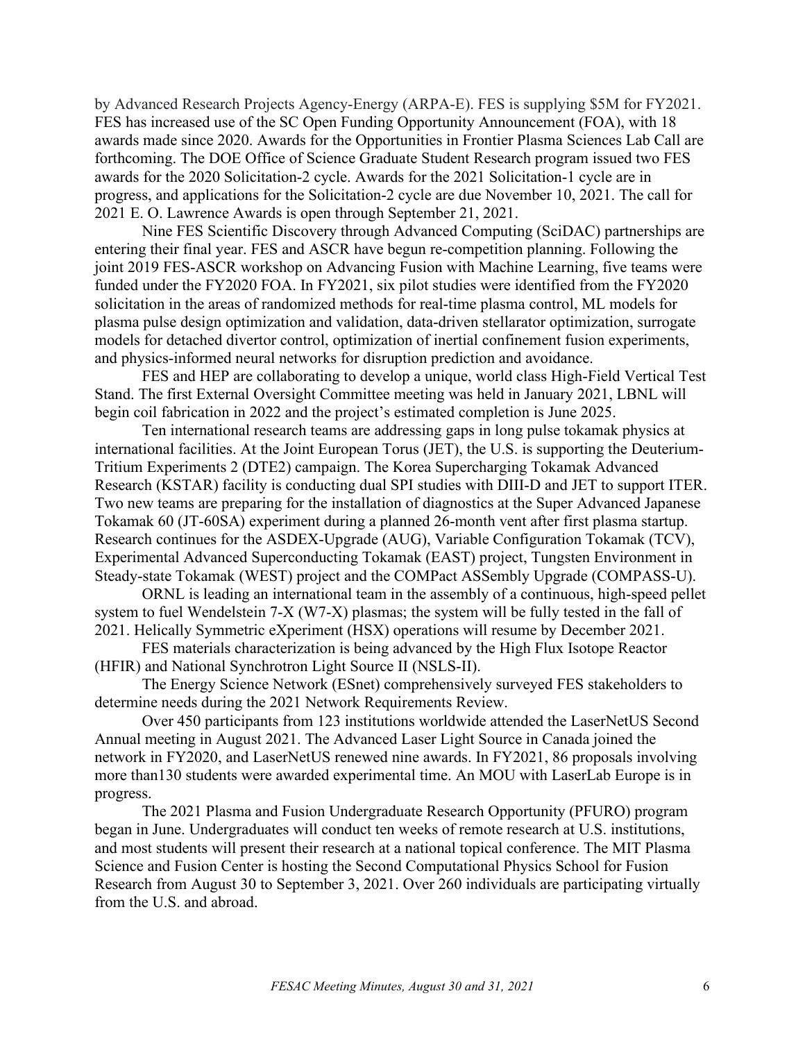by Advanced Research Projects Agency-Energy (ARPA-E). FES is supplying $5M for FY2021. FES has increased use of the SC Open Funding Opportunity Announcement (FOA), with 18 awards made since 2020. Awards for the Opportunities in Frontier Plasma Sciences Lab Call are forthcoming. The DOE Office of Science Graduate Student Research program issued two FES awards for the 2020 Solicitation-2 cycle. Awards for the 2021 Solicitation-1 cycle are in progress, and applications for the Solicitation-2 cycle are due November 10, 2021. The call for 2021 E. O. Lawrence Awards is open through September 21, 2021.

Nine FES Scientific Discovery through Advanced Computing (SciDAC) partnerships are entering their final year. FES and ASCR have begun re-competition planning. Following the joint 2019 FES-ASCR workshop on Advancing Fusion with Machine Learning, five teams were funded under the FY2020 FOA. In FY2021, six pilot studies were identified from the FY2020 solicitation in the areas of randomized methods for real-time plasma control, ML models for plasma pulse design optimization and validation, data-driven stellarator optimization, surrogate models for detached divertor control, optimization of inertial confinement fusion experiments, and physics-informed neural networks for disruption prediction and avoidance.

FES and HEP are collaborating to develop a unique, world class High-Field Vertical Test Stand. The first External Oversight Committee meeting was held in January 2021, LBNL will begin coil fabrication in 2022 and the project's estimated completion is June 2025.

Ten international research teams are addressing gaps in long pulse tokamak physics at international facilities. At the Joint European Torus (JET), the U.S. is supporting the Deuterium-Tritium Experiments 2 (DTE2) campaign. The Korea Supercharging Tokamak Advanced Research (KSTAR) facility is conducting dual SPI studies with DIII-D and JET to support ITER. Two new teams are preparing for the installation of diagnostics at the Super Advanced Japanese Tokamak 60 (JT-60SA) experiment during a planned 26-month vent after first plasma startup. Research continues for the ASDEX-Upgrade (AUG), Variable Configuration Tokamak (TCV), Experimental Advanced Superconducting Tokamak (EAST) project, Tungsten Environment in Steady-state Tokamak (WEST) project and the COMPact ASSembly Upgrade (COMPASS-U).

ORNL is leading an international team in the assembly of a continuous, high-speed pellet system to fuel Wendelstein 7-X (W7-X) plasmas; the system will be fully tested in the fall of 2021. Helically Symmetric eXperiment (HSX) operations will resume by December 2021.

FES materials characterization is being advanced by the High Flux Isotope Reactor (HFIR) and National Synchrotron Light Source II (NSLS-II).

The Energy Science Network (ESnet) comprehensively surveyed FES stakeholders to determine needs during the 2021 Network Requirements Review.

Over 450 participants from 123 institutions worldwide attended the LaserNetUS Second Annual meeting in August 2021. The Advanced Laser Light Source in Canada joined the network in FY2020, and LaserNetUS renewed nine awards. In FY2021, 86 proposals involving more than130 students were awarded experimental time. An MOU with LaserLab Europe is in progress.

The 2021 Plasma and Fusion Undergraduate Research Opportunity (PFURO) program began in June. Undergraduates will conduct ten weeks of remote research at U.S. institutions, and most students will present their research at a national topical conference. The MIT Plasma Science and Fusion Center is hosting the Second Computational Physics School for Fusion Research from August 30 to September 3, 2021. Over 260 individuals are participating virtually from the U.S. and abroad.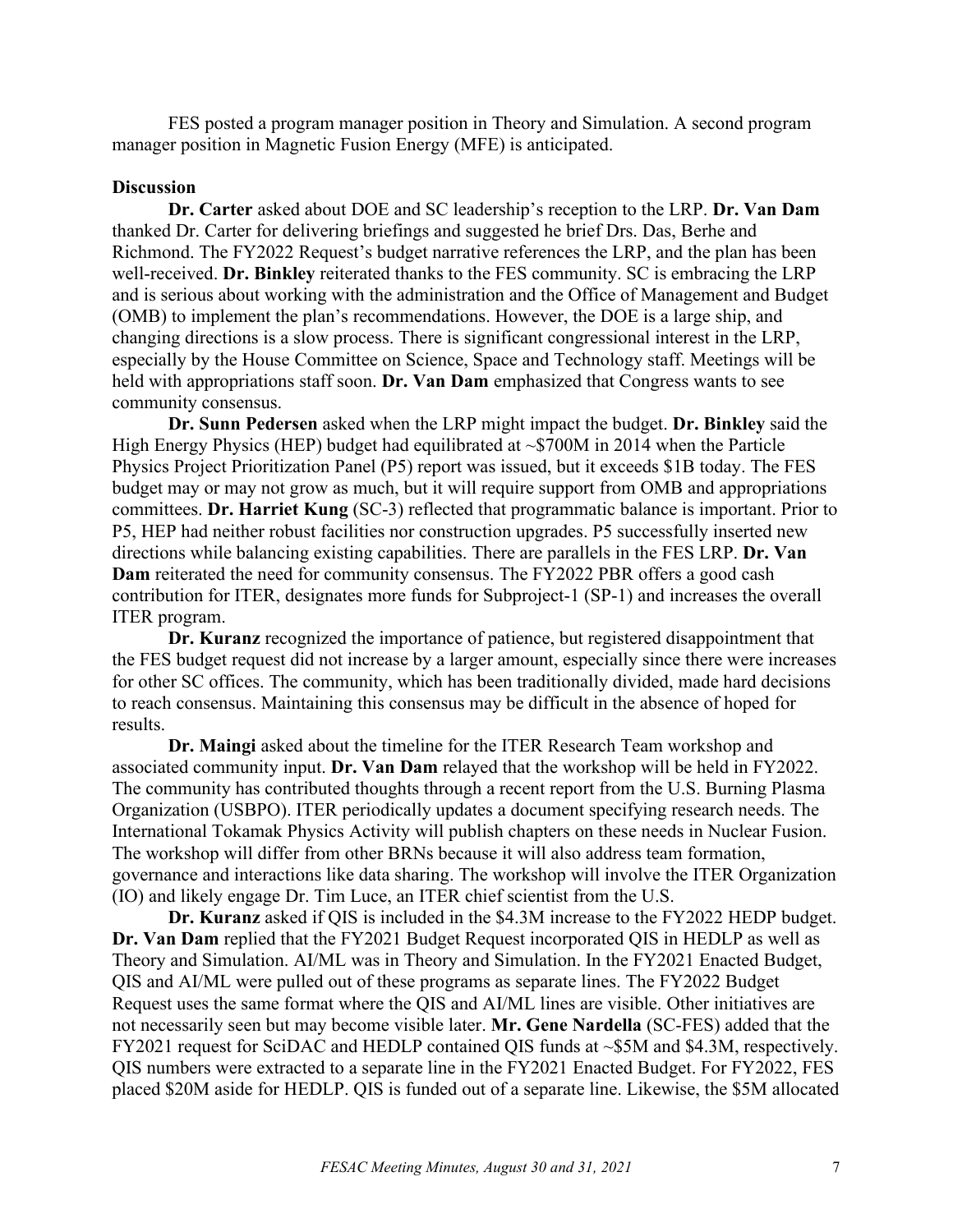FES posted a program manager position in Theory and Simulation. A second program manager position in Magnetic Fusion Energy (MFE) is anticipated.

**Discussion**

**Dr. Carter** asked about DOE and SC leadership's reception to the LRP. **Dr. Van Dam** thanked Dr. Carter for delivering briefings and suggested he brief Drs. Das, Berhe and Richmond. The FY2022 Request's budget narrative references the LRP, and the plan has been well-received. **Dr. Binkley** reiterated thanks to the FES community. SC is embracing the LRP and is serious about working with the administration and the Office of Management and Budget (OMB) to implement the plan's recommendations. However, the DOE is a large ship, and changing directions is a slow process. There is significant congressional interest in the LRP, especially by the House Committee on Science, Space and Technology staff. Meetings will be held with appropriations staff soon. **Dr. Van Dam** emphasized that Congress wants to see community consensus.

**Dr. Sunn Pedersen** asked when the LRP might impact the budget. **Dr. Binkley** said the High Energy Physics (HEP) budget had equilibrated at ~$700M in 2014 when the Particle Physics Project Prioritization Panel (P5) report was issued, but it exceeds $1B today. The FES budget may or may not grow as much, but it will require support from OMB and appropriations committees. **Dr. Harriet Kung** (SC-3) reflected that programmatic balance is important. Prior to P5, HEP had neither robust facilities nor construction upgrades. P5 successfully inserted new directions while balancing existing capabilities. There are parallels in the FES LRP. **Dr. Van Dam** reiterated the need for community consensus. The FY2022 PBR offers a good cash contribution for ITER, designates more funds for Subproject-1 (SP-1) and increases the overall ITER program.

**Dr. Kuranz** recognized the importance of patience, but registered disappointment that the FES budget request did not increase by a larger amount, especially since there were increases for other SC offices. The community, which has been traditionally divided, made hard decisions to reach consensus. Maintaining this consensus may be difficult in the absence of hoped for results.

**Dr. Maingi** asked about the timeline for the ITER Research Team workshop and associated community input. **Dr. Van Dam** relayed that the workshop will be held in FY2022. The community has contributed thoughts through a recent report from the U.S. Burning Plasma Organization (USBPO). ITER periodically updates a document specifying research needs. The International Tokamak Physics Activity will publish chapters on these needs in Nuclear Fusion. The workshop will differ from other BRNs because it will also address team formation, governance and interactions like data sharing. The workshop will involve the ITER Organization (IO) and likely engage Dr. Tim Luce, an ITER chief scientist from the U.S.

**Dr. Kuranz** asked if QIS is included in the $4.3M increase to the FY2022 HEDP budget. **Dr. Van Dam** replied that the FY2021 Budget Request incorporated QIS in HEDLP as well as Theory and Simulation. AI/ML was in Theory and Simulation. In the FY2021 Enacted Budget, QIS and AI/ML were pulled out of these programs as separate lines. The FY2022 Budget Request uses the same format where the QIS and AI/ML lines are visible. Other initiatives are not necessarily seen but may become visible later. **Mr. Gene Nardella** (SC-FES) added that the FY2021 request for SciDAC and HEDLP contained QIS funds at ~$5M and $4.3M, respectively. QIS numbers were extracted to a separate line in the FY2021 Enacted Budget. For FY2022, FES placed $20M aside for HEDLP. QIS is funded out of a separate line. Likewise, the $5M allocated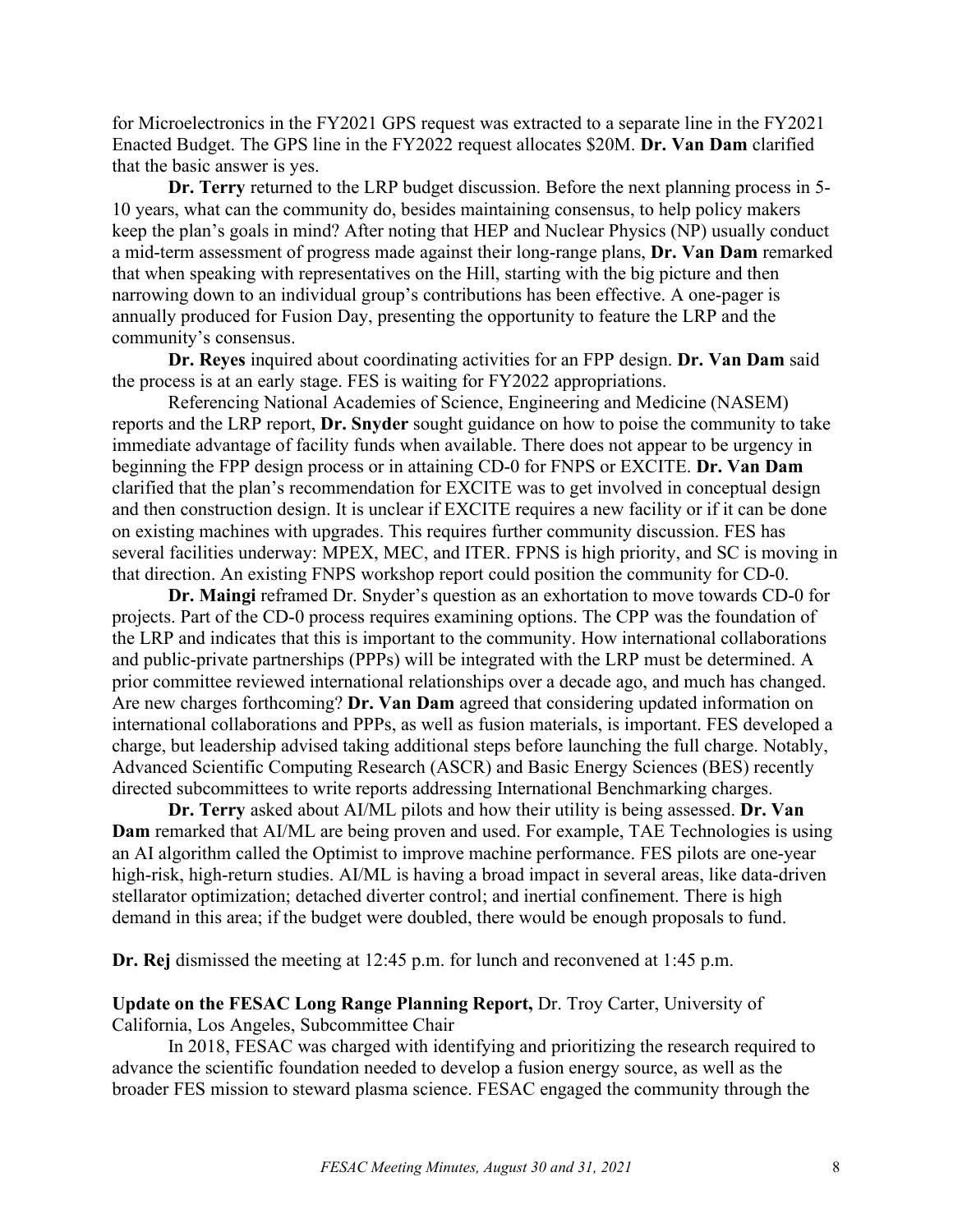for Microelectronics in the FY2021 GPS request was extracted to a separate line in the FY2021 Enacted Budget. The GPS line in the FY2022 request allocates $20M. **Dr. Van Dam** clarified that the basic answer is yes.

**Dr. Terry** returned to the LRP budget discussion. Before the next planning process in 5-10 years, what can the community do, besides maintaining consensus, to help policy makers keep the plan's goals in mind? After noting that HEP and Nuclear Physics (NP) usually conduct a mid-term assessment of progress made against their long-range plans, **Dr. Van Dam** remarked that when speaking with representatives on the Hill, starting with the big picture and then narrowing down to an individual group's contributions has been effective. A one-pager is annually produced for Fusion Day, presenting the opportunity to feature the LRP and the community's consensus.

**Dr. Reyes** inquired about coordinating activities for an FPP design. **Dr. Van Dam** said the process is at an early stage. FES is waiting for FY2022 appropriations.

Referencing National Academies of Science, Engineering and Medicine (NASEM) reports and the LRP report, **Dr. Snyder** sought guidance on how to poise the community to take immediate advantage of facility funds when available. There does not appear to be urgency in beginning the FPP design process or in attaining CD-0 for FNPS or EXCITE. **Dr. Van Dam** clarified that the plan's recommendation for EXCITE was to get involved in conceptual design and then construction design. It is unclear if EXCITE requires a new facility or if it can be done on existing machines with upgrades. This requires further community discussion. FES has several facilities underway: MPEX, MEC, and ITER. FPNS is high priority, and SC is moving in that direction. An existing FNPS workshop report could position the community for CD-0.

**Dr. Maingi** reframed Dr. Snyder's question as an exhortation to move towards CD-0 for projects. Part of the CD-0 process requires examining options. The CPP was the foundation of the LRP and indicates that this is important to the community. How international collaborations and public-private partnerships (PPPs) will be integrated with the LRP must be determined. A prior committee reviewed international relationships over a decade ago, and much has changed. Are new charges forthcoming? **Dr. Van Dam** agreed that considering updated information on international collaborations and PPPs, as well as fusion materials, is important. FES developed a charge, but leadership advised taking additional steps before launching the full charge. Notably, Advanced Scientific Computing Research (ASCR) and Basic Energy Sciences (BES) recently directed subcommittees to write reports addressing International Benchmarking charges.

**Dr. Terry** asked about AI/ML pilots and how their utility is being assessed. **Dr. Van Dam** remarked that AI/ML are being proven and used. For example, TAE Technologies is using an AI algorithm called the Optimist to improve machine performance. FES pilots are one-year high-risk, high-return studies. AI/ML is having a broad impact in several areas, like data-driven stellarator optimization; detached diverter control; and inertial confinement. There is high demand in this area; if the budget were doubled, there would be enough proposals to fund.

**Dr. Rej** dismissed the meeting at 12:45 p.m. for lunch and reconvened at 1:45 p.m.

**Update on the FESAC Long Range Planning Report,** Dr. Troy Carter, University of California, Los Angeles, Subcommittee Chair

In 2018, FESAC was charged with identifying and prioritizing the research required to advance the scientific foundation needed to develop a fusion energy source, as well as the broader FES mission to steward plasma science. FESAC engaged the community through the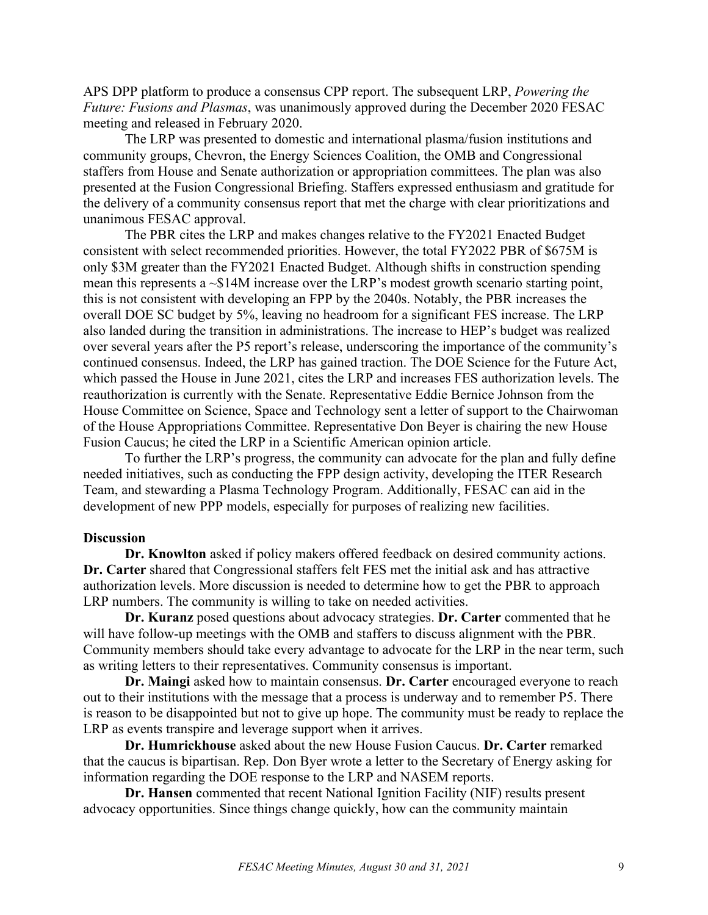APS DPP platform to produce a consensus CPP report. The subsequent LRP, *Powering the Future: Fusions and Plasmas*, was unanimously approved during the December 2020 FESAC meeting and released in February 2020.

The LRP was presented to domestic and international plasma/fusion institutions and community groups, Chevron, the Energy Sciences Coalition, the OMB and Congressional staffers from House and Senate authorization or appropriation committees. The plan was also presented at the Fusion Congressional Briefing. Staffers expressed enthusiasm and gratitude for the delivery of a community consensus report that met the charge with clear prioritizations and unanimous FESAC approval.

The PBR cites the LRP and makes changes relative to the FY2021 Enacted Budget consistent with select recommended priorities. However, the total FY2022 PBR of $675M is only $3M greater than the FY2021 Enacted Budget. Although shifts in construction spending mean this represents a ~$14M increase over the LRP's modest growth scenario starting point, this is not consistent with developing an FPP by the 2040s. Notably, the PBR increases the overall DOE SC budget by 5%, leaving no headroom for a significant FES increase. The LRP also landed during the transition in administrations. The increase to HEP's budget was realized over several years after the P5 report's release, underscoring the importance of the community's continued consensus. Indeed, the LRP has gained traction. The DOE Science for the Future Act, which passed the House in June 2021, cites the LRP and increases FES authorization levels. The reauthorization is currently with the Senate. Representative Eddie Bernice Johnson from the House Committee on Science, Space and Technology sent a letter of support to the Chairwoman of the House Appropriations Committee. Representative Don Beyer is chairing the new House Fusion Caucus; he cited the LRP in a Scientific American opinion article.

To further the LRP's progress, the community can advocate for the plan and fully define needed initiatives, such as conducting the FPP design activity, developing the ITER Research Team, and stewarding a Plasma Technology Program. Additionally, FESAC can aid in the development of new PPP models, especially for purposes of realizing new facilities.

**Discussion**

**Dr. Knowlton** asked if policy makers offered feedback on desired community actions. **Dr. Carter** shared that Congressional staffers felt FES met the initial ask and has attractive authorization levels. More discussion is needed to determine how to get the PBR to approach LRP numbers. The community is willing to take on needed activities.

**Dr. Kuranz** posed questions about advocacy strategies. **Dr. Carter** commented that he will have follow-up meetings with the OMB and staffers to discuss alignment with the PBR. Community members should take every advantage to advocate for the LRP in the near term, such as writing letters to their representatives. Community consensus is important.

**Dr. Maingi** asked how to maintain consensus. **Dr. Carter** encouraged everyone to reach out to their institutions with the message that a process is underway and to remember P5. There is reason to be disappointed but not to give up hope. The community must be ready to replace the LRP as events transpire and leverage support when it arrives.

**Dr. Humrickhouse** asked about the new House Fusion Caucus. **Dr. Carter** remarked that the caucus is bipartisan. Rep. Don Byer wrote a letter to the Secretary of Energy asking for information regarding the DOE response to the LRP and NASEM reports.

**Dr. Hansen** commented that recent National Ignition Facility (NIF) results present advocacy opportunities. Since things change quickly, how can the community maintain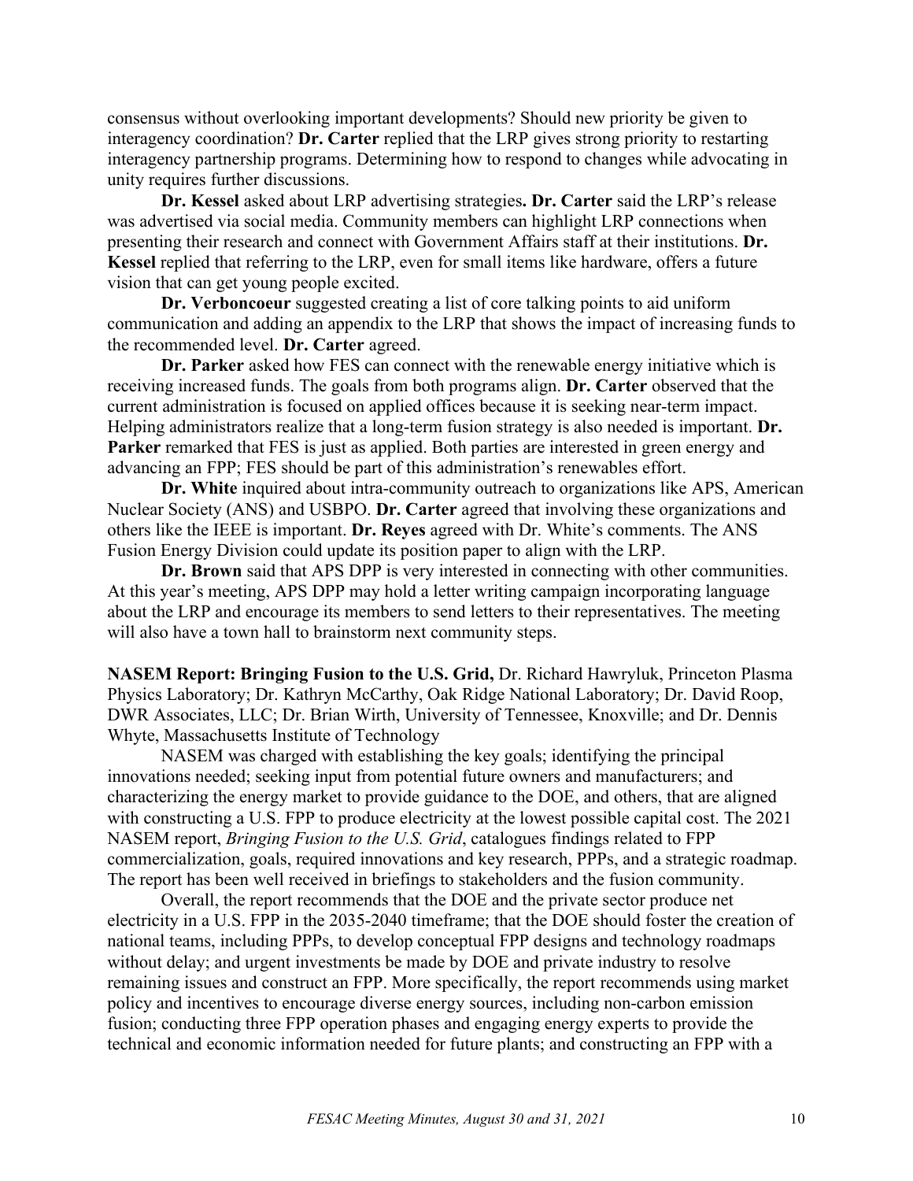consensus without overlooking important developments? Should new priority be given to interagency coordination? **Dr. Carter** replied that the LRP gives strong priority to restarting interagency partnership programs. Determining how to respond to changes while advocating in unity requires further discussions.

**Dr. Kessel** asked about LRP advertising strategies**. Dr. Carter** said the LRP's release was advertised via social media. Community members can highlight LRP connections when presenting their research and connect with Government Affairs staff at their institutions. **Dr. Kessel** replied that referring to the LRP, even for small items like hardware, offers a future vision that can get young people excited.

**Dr. Verboncoeur** suggested creating a list of core talking points to aid uniform communication and adding an appendix to the LRP that shows the impact of increasing funds to the recommended level. **Dr. Carter** agreed.

**Dr. Parker** asked how FES can connect with the renewable energy initiative which is receiving increased funds. The goals from both programs align. **Dr. Carter** observed that the current administration is focused on applied offices because it is seeking near-term impact. Helping administrators realize that a long-term fusion strategy is also needed is important. **Dr. Parker** remarked that FES is just as applied. Both parties are interested in green energy and advancing an FPP; FES should be part of this administration's renewables effort.

**Dr. White** inquired about intra-community outreach to organizations like APS, American Nuclear Society (ANS) and USBPO. **Dr. Carter** agreed that involving these organizations and others like the IEEE is important. **Dr. Reyes** agreed with Dr. White's comments. The ANS Fusion Energy Division could update its position paper to align with the LRP.

**Dr. Brown** said that APS DPP is very interested in connecting with other communities. At this year's meeting, APS DPP may hold a letter writing campaign incorporating language about the LRP and encourage its members to send letters to their representatives. The meeting will also have a town hall to brainstorm next community steps.

**NASEM Report: Bringing Fusion to the U.S. Grid,** Dr. Richard Hawryluk, Princeton Plasma Physics Laboratory; Dr. Kathryn McCarthy, Oak Ridge National Laboratory; Dr. David Roop, DWR Associates, LLC; Dr. Brian Wirth, University of Tennessee, Knoxville; and Dr. Dennis Whyte, Massachusetts Institute of Technology

NASEM was charged with establishing the key goals; identifying the principal innovations needed; seeking input from potential future owners and manufacturers; and characterizing the energy market to provide guidance to the DOE, and others, that are aligned with constructing a U.S. FPP to produce electricity at the lowest possible capital cost. The 2021 NASEM report, *Bringing Fusion to the U.S. Grid*, catalogues findings related to FPP commercialization, goals, required innovations and key research, PPPs, and a strategic roadmap. The report has been well received in briefings to stakeholders and the fusion community.

Overall, the report recommends that the DOE and the private sector produce net electricity in a U.S. FPP in the 2035-2040 timeframe; that the DOE should foster the creation of national teams, including PPPs, to develop conceptual FPP designs and technology roadmaps without delay; and urgent investments be made by DOE and private industry to resolve remaining issues and construct an FPP. More specifically, the report recommends using market policy and incentives to encourage diverse energy sources, including non-carbon emission fusion; conducting three FPP operation phases and engaging energy experts to provide the technical and economic information needed for future plants; and constructing an FPP with a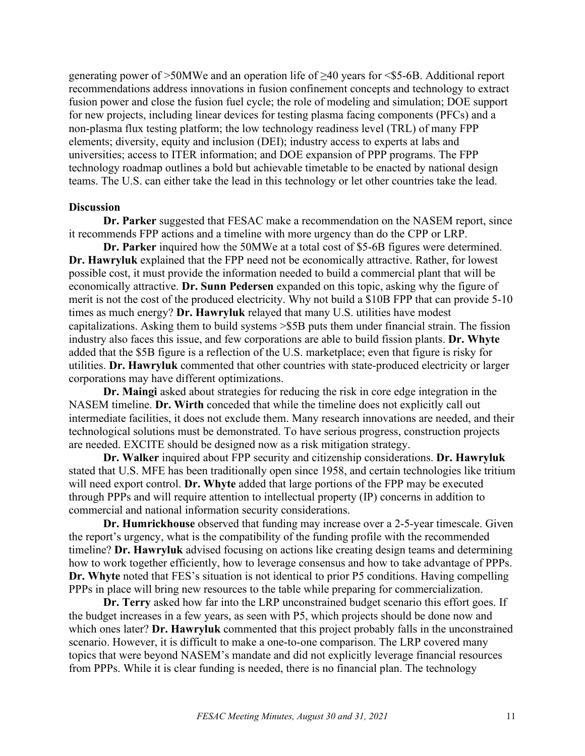generating power of >50MWe and an operation life of ≥40 years for <$5-6B. Additional report recommendations address innovations in fusion confinement concepts and technology to extract fusion power and close the fusion fuel cycle; the role of modeling and simulation; DOE support for new projects, including linear devices for testing plasma facing components (PFCs) and a non-plasma flux testing platform; the low technology readiness level (TRL) of many FPP elements; diversity, equity and inclusion (DEI); industry access to experts at labs and universities; access to ITER information; and DOE expansion of PPP programs. The FPP technology roadmap outlines a bold but achievable timetable to be enacted by national design teams. The U.S. can either take the lead in this technology or let other countries take the lead.

**Discussion**

**Dr. Parker** suggested that FESAC make a recommendation on the NASEM report, since it recommends FPP actions and a timeline with more urgency than do the CPP or LRP.

**Dr. Parker** inquired how the 50MWe at a total cost of $5-6B figures were determined. **Dr. Hawryluk** explained that the FPP need not be economically attractive. Rather, for lowest possible cost, it must provide the information needed to build a commercial plant that will be economically attractive. **Dr. Sunn Pedersen** expanded on this topic, asking why the figure of merit is not the cost of the produced electricity. Why not build a $10B FPP that can provide 5-10 times as much energy? **Dr. Hawryluk** relayed that many U.S. utilities have modest capitalizations. Asking them to build systems >$5B puts them under financial strain. The fission industry also faces this issue, and few corporations are able to build fission plants. **Dr. Whyte** added that the $5B figure is a reflection of the U.S. marketplace; even that figure is risky for utilities. **Dr. Hawryluk** commented that other countries with state-produced electricity or larger corporations may have different optimizations.

**Dr. Maingi** asked about strategies for reducing the risk in core edge integration in the NASEM timeline. **Dr. Wirth** conceded that while the timeline does not explicitly call out intermediate facilities, it does not exclude them. Many research innovations are needed, and their technological solutions must be demonstrated. To have serious progress, construction projects are needed. EXCITE should be designed now as a risk mitigation strategy.

**Dr. Walker** inquired about FPP security and citizenship considerations. **Dr. Hawryluk** stated that U.S. MFE has been traditionally open since 1958, and certain technologies like tritium will need export control. **Dr. Whyte** added that large portions of the FPP may be executed through PPPs and will require attention to intellectual property (IP) concerns in addition to commercial and national information security considerations.

**Dr. Humrickhouse** observed that funding may increase over a 2-5-year timescale. Given the report's urgency, what is the compatibility of the funding profile with the recommended timeline? **Dr. Hawryluk** advised focusing on actions like creating design teams and determining how to work together efficiently, how to leverage consensus and how to take advantage of PPPs. **Dr. Whyte** noted that FES's situation is not identical to prior P5 conditions. Having compelling PPPs in place will bring new resources to the table while preparing for commercialization.

**Dr. Terry** asked how far into the LRP unconstrained budget scenario this effort goes. If the budget increases in a few years, as seen with P5, which projects should be done now and which ones later? **Dr. Hawryluk** commented that this project probably falls in the unconstrained scenario. However, it is difficult to make a one-to-one comparison. The LRP covered many topics that were beyond NASEM's mandate and did not explicitly leverage financial resources from PPPs. While it is clear funding is needed, there is no financial plan. The technology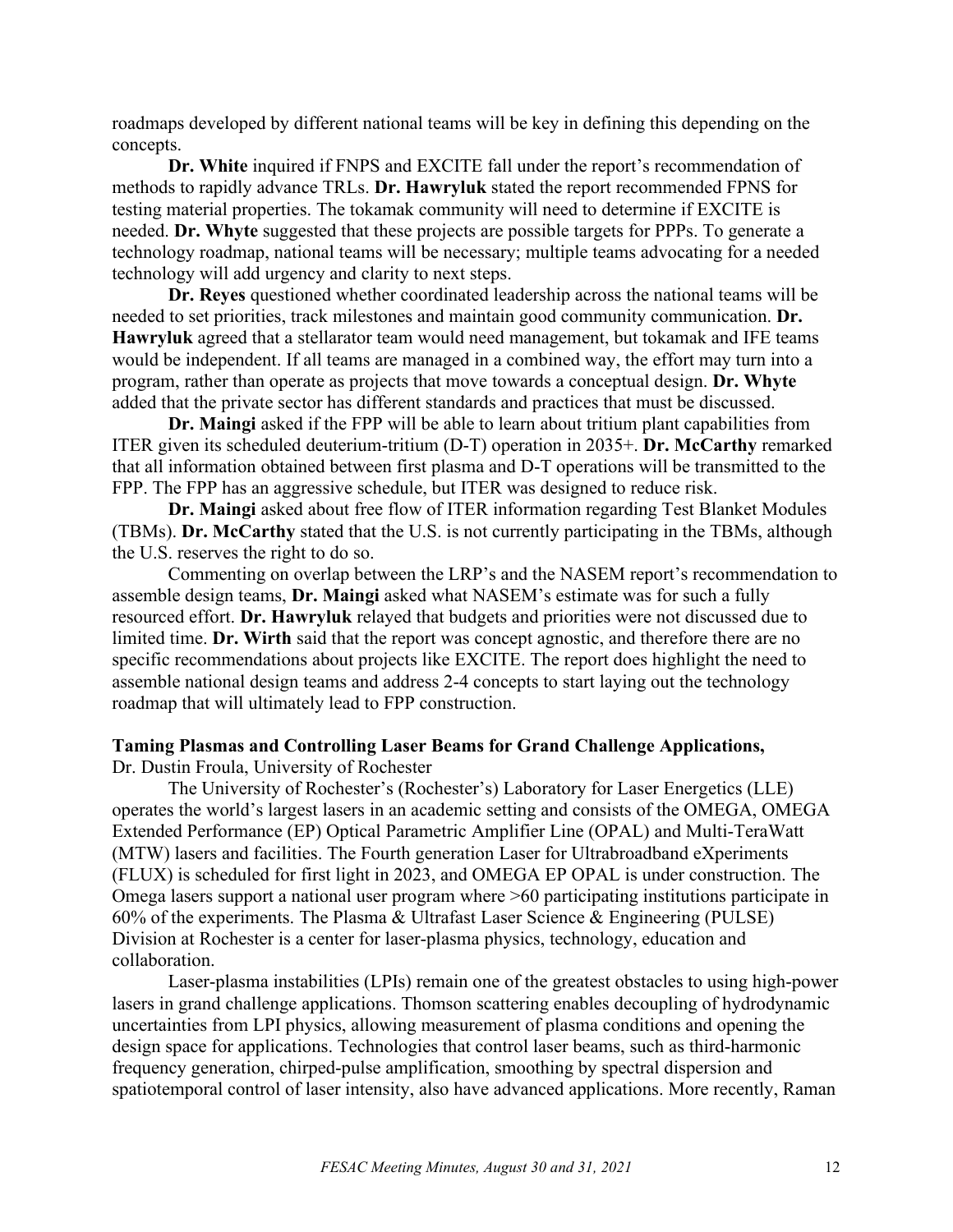roadmaps developed by different national teams will be key in defining this depending on the concepts.

**Dr. White** inquired if FNPS and EXCITE fall under the report's recommendation of methods to rapidly advance TRLs. **Dr. Hawryluk** stated the report recommended FPNS for testing material properties. The tokamak community will need to determine if EXCITE is needed. **Dr. Whyte** suggested that these projects are possible targets for PPPs. To generate a technology roadmap, national teams will be necessary; multiple teams advocating for a needed technology will add urgency and clarity to next steps.

**Dr. Reyes** questioned whether coordinated leadership across the national teams will be needed to set priorities, track milestones and maintain good community communication. **Dr. Hawryluk** agreed that a stellarator team would need management, but tokamak and IFE teams would be independent. If all teams are managed in a combined way, the effort may turn into a program, rather than operate as projects that move towards a conceptual design. **Dr. Whyte** added that the private sector has different standards and practices that must be discussed.

**Dr. Maingi** asked if the FPP will be able to learn about tritium plant capabilities from ITER given its scheduled deuterium-tritium (D-T) operation in 2035+. **Dr. McCarthy** remarked that all information obtained between first plasma and D-T operations will be transmitted to the FPP. The FPP has an aggressive schedule, but ITER was designed to reduce risk.

**Dr. Maingi** asked about free flow of ITER information regarding Test Blanket Modules (TBMs). **Dr. McCarthy** stated that the U.S. is not currently participating in the TBMs, although the U.S. reserves the right to do so.

Commenting on overlap between the LRP's and the NASEM report's recommendation to assemble design teams, **Dr. Maingi** asked what NASEM's estimate was for such a fully resourced effort. **Dr. Hawryluk** relayed that budgets and priorities were not discussed due to limited time. **Dr. Wirth** said that the report was concept agnostic, and therefore there are no specific recommendations about projects like EXCITE. The report does highlight the need to assemble national design teams and address 2-4 concepts to start laying out the technology roadmap that will ultimately lead to FPP construction.

**Taming Plasmas and Controlling Laser Beams for Grand Challenge Applications,**
Dr. Dustin Froula, University of Rochester

The University of Rochester's (Rochester's) Laboratory for Laser Energetics (LLE) operates the world's largest lasers in an academic setting and consists of the OMEGA, OMEGA Extended Performance (EP) Optical Parametric Amplifier Line (OPAL) and Multi-TeraWatt (MTW) lasers and facilities. The Fourth generation Laser for Ultrabroadband eXperiments (FLUX) is scheduled for first light in 2023, and OMEGA EP OPAL is under construction. The Omega lasers support a national user program where >60 participating institutions participate in 60% of the experiments. The Plasma & Ultrafast Laser Science & Engineering (PULSE) Division at Rochester is a center for laser-plasma physics, technology, education and collaboration.

Laser-plasma instabilities (LPIs) remain one of the greatest obstacles to using high-power lasers in grand challenge applications. Thomson scattering enables decoupling of hydrodynamic uncertainties from LPI physics, allowing measurement of plasma conditions and opening the design space for applications. Technologies that control laser beams, such as third-harmonic frequency generation, chirped-pulse amplification, smoothing by spectral dispersion and spatiotemporal control of laser intensity, also have advanced applications. More recently, Raman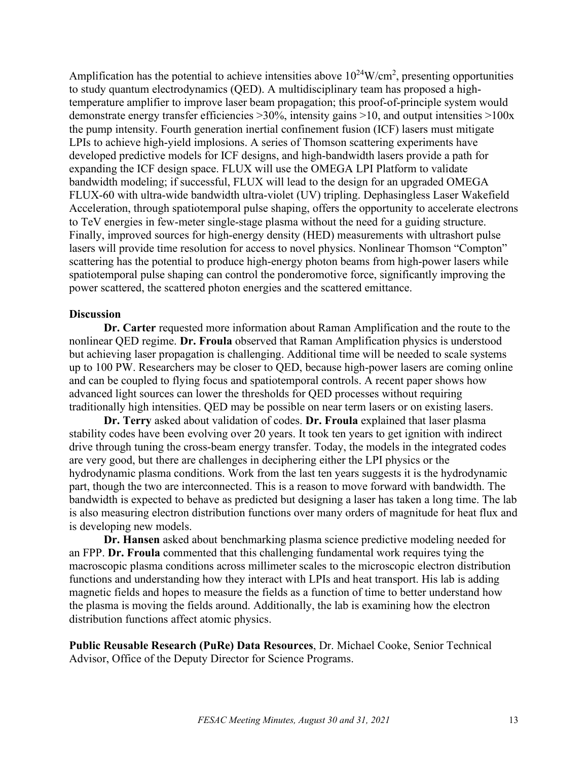Amplification has the potential to achieve intensities above $10^{24}$W/cm$^2$, presenting opportunities to study quantum electrodynamics (QED). A multidisciplinary team has proposed a high-temperature amplifier to improve laser beam propagation; this proof-of-principle system would demonstrate energy transfer efficiencies >30%, intensity gains >10, and output intensities >100x the pump intensity. Fourth generation inertial confinement fusion (ICF) lasers must mitigate LPIs to achieve high-yield implosions. A series of Thomson scattering experiments have developed predictive models for ICF designs, and high-bandwidth lasers provide a path for expanding the ICF design space. FLUX will use the OMEGA LPI Platform to validate bandwidth modeling; if successful, FLUX will lead to the design for an upgraded OMEGA FLUX-60 with ultra-wide bandwidth ultra-violet (UV) tripling. Dephasingless Laser Wakefield Acceleration, through spatiotemporal pulse shaping, offers the opportunity to accelerate electrons to TeV energies in few-meter single-stage plasma without the need for a guiding structure. Finally, improved sources for high-energy density (HED) measurements with ultrashort pulse lasers will provide time resolution for access to novel physics. Nonlinear Thomson "Compton" scattering has the potential to produce high-energy photon beams from high-power lasers while spatiotemporal pulse shaping can control the ponderomotive force, significantly improving the power scattered, the scattered photon energies and the scattered emittance.

**Discussion**

**Dr. Carter** requested more information about Raman Amplification and the route to the nonlinear QED regime. **Dr. Froula** observed that Raman Amplification physics is understood but achieving laser propagation is challenging. Additional time will be needed to scale systems up to 100 PW. Researchers may be closer to QED, because high-power lasers are coming online and can be coupled to flying focus and spatiotemporal controls. A recent paper shows how advanced light sources can lower the thresholds for QED processes without requiring traditionally high intensities. QED may be possible on near term lasers or on existing lasers.

**Dr. Terry** asked about validation of codes. **Dr. Froula** explained that laser plasma stability codes have been evolving over 20 years. It took ten years to get ignition with indirect drive through tuning the cross-beam energy transfer. Today, the models in the integrated codes are very good, but there are challenges in deciphering either the LPI physics or the hydrodynamic plasma conditions. Work from the last ten years suggests it is the hydrodynamic part, though the two are interconnected. This is a reason to move forward with bandwidth. The bandwidth is expected to behave as predicted but designing a laser has taken a long time. The lab is also measuring electron distribution functions over many orders of magnitude for heat flux and is developing new models.

**Dr. Hansen** asked about benchmarking plasma science predictive modeling needed for an FPP. **Dr. Froula** commented that this challenging fundamental work requires tying the macroscopic plasma conditions across millimeter scales to the microscopic electron distribution functions and understanding how they interact with LPIs and heat transport. His lab is adding magnetic fields and hopes to measure the fields as a function of time to better understand how the plasma is moving the fields around. Additionally, the lab is examining how the electron distribution functions affect atomic physics.

**Public Reusable Research (PuRe) Data Resources**, Dr. Michael Cooke, Senior Technical Advisor, Office of the Deputy Director for Science Programs.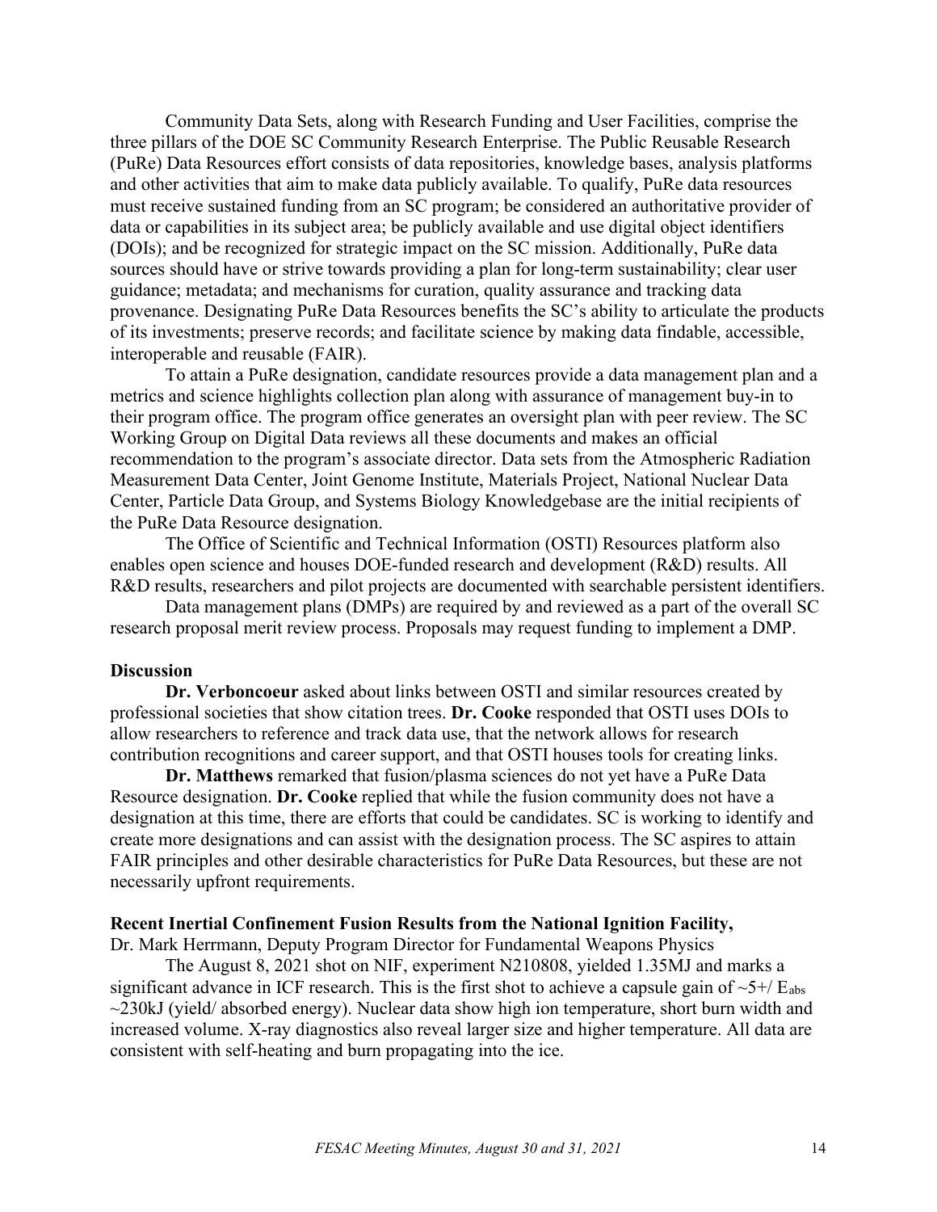Community Data Sets, along with Research Funding and User Facilities, comprise the three pillars of the DOE SC Community Research Enterprise. The Public Reusable Research (PuRe) Data Resources effort consists of data repositories, knowledge bases, analysis platforms and other activities that aim to make data publicly available. To qualify, PuRe data resources must receive sustained funding from an SC program; be considered an authoritative provider of data or capabilities in its subject area; be publicly available and use digital object identifiers (DOIs); and be recognized for strategic impact on the SC mission. Additionally, PuRe data sources should have or strive towards providing a plan for long-term sustainability; clear user guidance; metadata; and mechanisms for curation, quality assurance and tracking data provenance. Designating PuRe Data Resources benefits the SC's ability to articulate the products of its investments; preserve records; and facilitate science by making data findable, accessible, interoperable and reusable (FAIR).

To attain a PuRe designation, candidate resources provide a data management plan and a metrics and science highlights collection plan along with assurance of management buy-in to their program office. The program office generates an oversight plan with peer review. The SC Working Group on Digital Data reviews all these documents and makes an official recommendation to the program's associate director. Data sets from the Atmospheric Radiation Measurement Data Center, Joint Genome Institute, Materials Project, National Nuclear Data Center, Particle Data Group, and Systems Biology Knowledgebase are the initial recipients of the PuRe Data Resource designation.

The Office of Scientific and Technical Information (OSTI) Resources platform also enables open science and houses DOE-funded research and development (R&D) results. All R&D results, researchers and pilot projects are documented with searchable persistent identifiers.

Data management plans (DMPs) are required by and reviewed as a part of the overall SC research proposal merit review process. Proposals may request funding to implement a DMP.

**Discussion**

**Dr. Verboncoeur** asked about links between OSTI and similar resources created by professional societies that show citation trees. **Dr. Cooke** responded that OSTI uses DOIs to allow researchers to reference and track data use, that the network allows for research contribution recognitions and career support, and that OSTI houses tools for creating links.

**Dr. Matthews** remarked that fusion/plasma sciences do not yet have a PuRe Data Resource designation. **Dr. Cooke** replied that while the fusion community does not have a designation at this time, there are efforts that could be candidates. SC is working to identify and create more designations and can assist with the designation process. The SC aspires to attain FAIR principles and other desirable characteristics for PuRe Data Resources, but these are not necessarily upfront requirements.

**Recent Inertial Confinement Fusion Results from the National Ignition Facility,**
Dr. Mark Herrmann, Deputy Program Director for Fundamental Weapons Physics

The August 8, 2021 shot on NIF, experiment N210808, yielded 1.35MJ and marks a significant advance in ICF research. This is the first shot to achieve a capsule gain of ~5+/ $E_{abs}$ ~230kJ (yield/ absorbed energy). Nuclear data show high ion temperature, short burn width and increased volume. X-ray diagnostics also reveal larger size and higher temperature. All data are consistent with self-heating and burn propagating into the ice.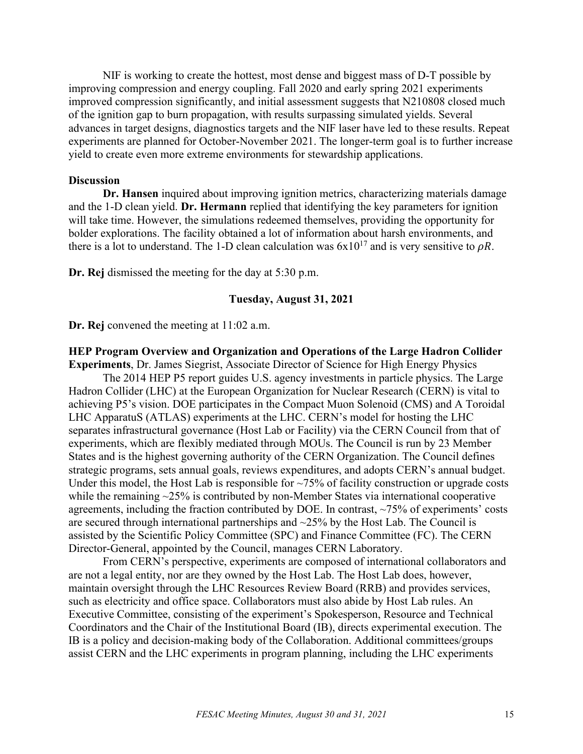NIF is working to create the hottest, most dense and biggest mass of D-T possible by improving compression and energy coupling. Fall 2020 and early spring 2021 experiments improved compression significantly, and initial assessment suggests that N210808 closed much of the ignition gap to burn propagation, with results surpassing simulated yields. Several advances in target designs, diagnostics targets and the NIF laser have led to these results. Repeat experiments are planned for October-November 2021. The longer-term goal is to further increase yield to create even more extreme environments for stewardship applications.

**Discussion**

**Dr. Hansen** inquired about improving ignition metrics, characterizing materials damage and the 1-D clean yield. **Dr. Hermann** replied that identifying the key parameters for ignition will take time. However, the simulations redeemed themselves, providing the opportunity for bolder explorations. The facility obtained a lot of information about harsh environments, and there is a lot to understand. The 1-D clean calculation was $6 \times 10^{17}$ and is very sensitive to $\rho R$.

**Dr. Rej** dismissed the meeting for the day at 5:30 p.m.

## Tuesday, August 31, 2021

**Dr. Rej** convened the meeting at 11:02 a.m.

**HEP Program Overview and Organization and Operations of the Large Hadron Collider Experiments**, Dr. James Siegrist, Associate Director of Science for High Energy Physics

The 2014 HEP P5 report guides U.S. agency investments in particle physics. The Large Hadron Collider (LHC) at the European Organization for Nuclear Research (CERN) is vital to achieving P5's vision. DOE participates in the Compact Muon Solenoid (CMS) and A Toroidal LHC ApparatuS (ATLAS) experiments at the LHC. CERN's model for hosting the LHC separates infrastructural governance (Host Lab or Facility) via the CERN Council from that of experiments, which are flexibly mediated through MOUs. The Council is run by 23 Member States and is the highest governing authority of the CERN Organization. The Council defines strategic programs, sets annual goals, reviews expenditures, and adopts CERN's annual budget. Under this model, the Host Lab is responsible for ~75% of facility construction or upgrade costs while the remaining ~25% is contributed by non-Member States via international cooperative agreements, including the fraction contributed by DOE. In contrast, ~75% of experiments' costs are secured through international partnerships and ~25% by the Host Lab. The Council is assisted by the Scientific Policy Committee (SPC) and Finance Committee (FC). The CERN Director-General, appointed by the Council, manages CERN Laboratory.

From CERN's perspective, experiments are composed of international collaborators and are not a legal entity, nor are they owned by the Host Lab. The Host Lab does, however, maintain oversight through the LHC Resources Review Board (RRB) and provides services, such as electricity and office space. Collaborators must also abide by Host Lab rules. An Executive Committee, consisting of the experiment's Spokesperson, Resource and Technical Coordinators and the Chair of the Institutional Board (IB), directs experimental execution. The IB is a policy and decision-making body of the Collaboration. Additional committees/groups assist CERN and the LHC experiments in program planning, including the LHC experiments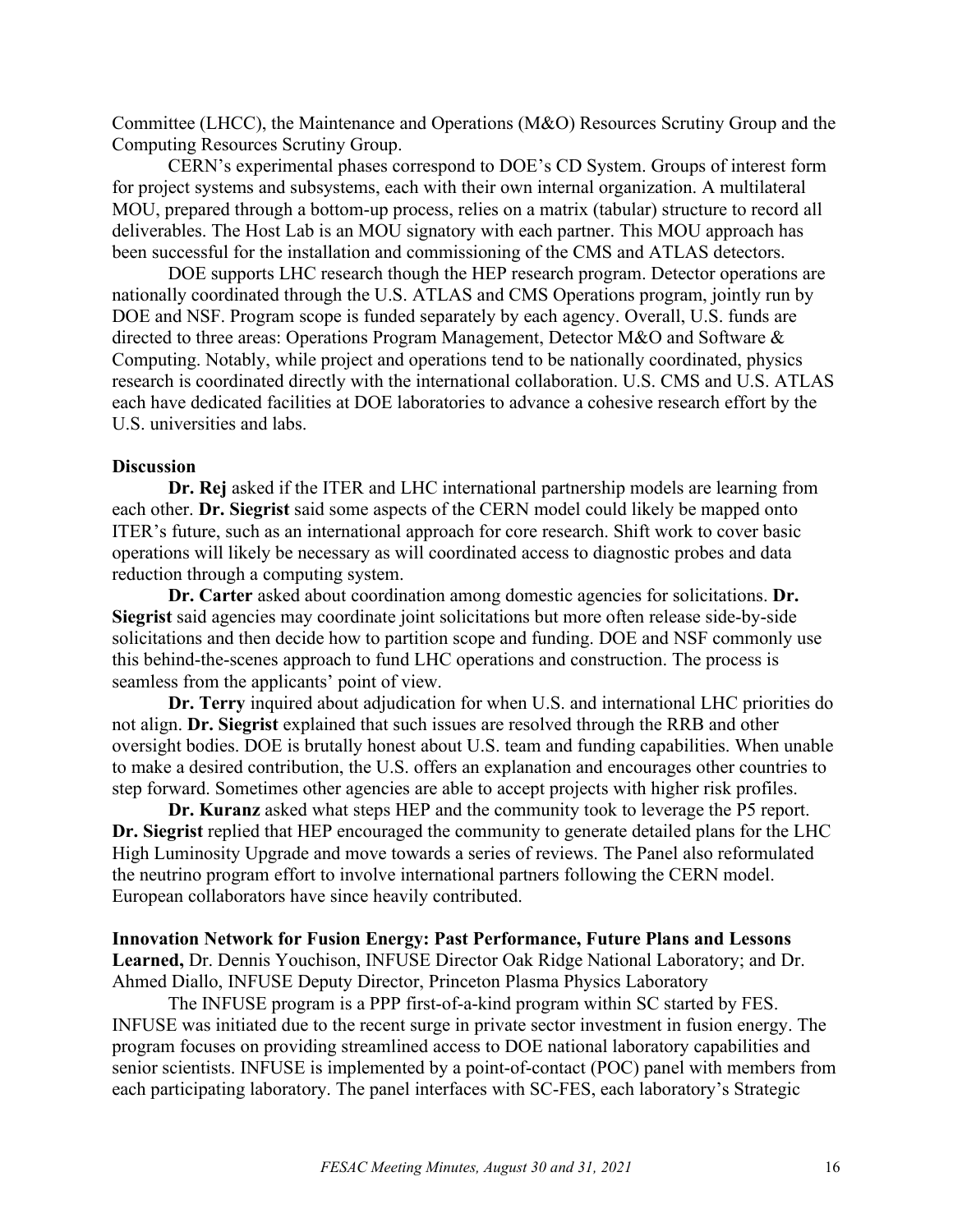Committee (LHCC), the Maintenance and Operations (M&O) Resources Scrutiny Group and the Computing Resources Scrutiny Group.

CERN's experimental phases correspond to DOE's CD System. Groups of interest form for project systems and subsystems, each with their own internal organization. A multilateral MOU, prepared through a bottom-up process, relies on a matrix (tabular) structure to record all deliverables. The Host Lab is an MOU signatory with each partner. This MOU approach has been successful for the installation and commissioning of the CMS and ATLAS detectors.

DOE supports LHC research though the HEP research program. Detector operations are nationally coordinated through the U.S. ATLAS and CMS Operations program, jointly run by DOE and NSF. Program scope is funded separately by each agency. Overall, U.S. funds are directed to three areas: Operations Program Management, Detector M&O and Software & Computing. Notably, while project and operations tend to be nationally coordinated, physics research is coordinated directly with the international collaboration. U.S. CMS and U.S. ATLAS each have dedicated facilities at DOE laboratories to advance a cohesive research effort by the U.S. universities and labs.

**Discussion**

**Dr. Rej** asked if the ITER and LHC international partnership models are learning from each other. **Dr. Siegrist** said some aspects of the CERN model could likely be mapped onto ITER's future, such as an international approach for core research. Shift work to cover basic operations will likely be necessary as will coordinated access to diagnostic probes and data reduction through a computing system.

**Dr. Carter** asked about coordination among domestic agencies for solicitations. **Dr. Siegrist** said agencies may coordinate joint solicitations but more often release side-by-side solicitations and then decide how to partition scope and funding. DOE and NSF commonly use this behind-the-scenes approach to fund LHC operations and construction. The process is seamless from the applicants' point of view.

**Dr. Terry** inquired about adjudication for when U.S. and international LHC priorities do not align. **Dr. Siegrist** explained that such issues are resolved through the RRB and other oversight bodies. DOE is brutally honest about U.S. team and funding capabilities. When unable to make a desired contribution, the U.S. offers an explanation and encourages other countries to step forward. Sometimes other agencies are able to accept projects with higher risk profiles.

**Dr. Kuranz** asked what steps HEP and the community took to leverage the P5 report. **Dr. Siegrist** replied that HEP encouraged the community to generate detailed plans for the LHC High Luminosity Upgrade and move towards a series of reviews. The Panel also reformulated the neutrino program effort to involve international partners following the CERN model. European collaborators have since heavily contributed.

**Innovation Network for Fusion Energy: Past Performance, Future Plans and Lessons Learned,** Dr. Dennis Youchison, INFUSE Director Oak Ridge National Laboratory; and Dr. Ahmed Diallo, INFUSE Deputy Director, Princeton Plasma Physics Laboratory

The INFUSE program is a PPP first-of-a-kind program within SC started by FES. INFUSE was initiated due to the recent surge in private sector investment in fusion energy. The program focuses on providing streamlined access to DOE national laboratory capabilities and senior scientists. INFUSE is implemented by a point-of-contact (POC) panel with members from each participating laboratory. The panel interfaces with SC-FES, each laboratory's Strategic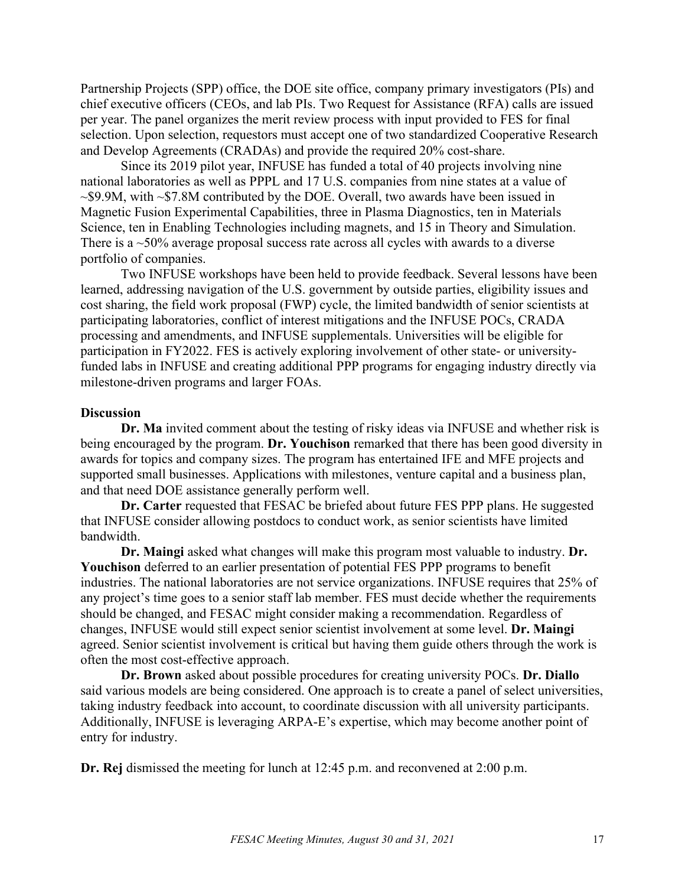Partnership Projects (SPP) office, the DOE site office, company primary investigators (PIs) and chief executive officers (CEOs, and lab PIs. Two Request for Assistance (RFA) calls are issued per year. The panel organizes the merit review process with input provided to FES for final selection. Upon selection, requestors must accept one of two standardized Cooperative Research and Develop Agreements (CRADAs) and provide the required 20% cost-share.

Since its 2019 pilot year, INFUSE has funded a total of 40 projects involving nine national laboratories as well as PPPL and 17 U.S. companies from nine states at a value of ~$9.9M, with ~$7.8M contributed by the DOE. Overall, two awards have been issued in Magnetic Fusion Experimental Capabilities, three in Plasma Diagnostics, ten in Materials Science, ten in Enabling Technologies including magnets, and 15 in Theory and Simulation. There is a ~50% average proposal success rate across all cycles with awards to a diverse portfolio of companies.

Two INFUSE workshops have been held to provide feedback. Several lessons have been learned, addressing navigation of the U.S. government by outside parties, eligibility issues and cost sharing, the field work proposal (FWP) cycle, the limited bandwidth of senior scientists at participating laboratories, conflict of interest mitigations and the INFUSE POCs, CRADA processing and amendments, and INFUSE supplementals. Universities will be eligible for participation in FY2022. FES is actively exploring involvement of other state- or university-funded labs in INFUSE and creating additional PPP programs for engaging industry directly via milestone-driven programs and larger FOAs.

**Discussion**

**Dr. Ma** invited comment about the testing of risky ideas via INFUSE and whether risk is being encouraged by the program. **Dr. Youchison** remarked that there has been good diversity in awards for topics and company sizes. The program has entertained IFE and MFE projects and supported small businesses. Applications with milestones, venture capital and a business plan, and that need DOE assistance generally perform well.

**Dr. Carter** requested that FESAC be briefed about future FES PPP plans. He suggested that INFUSE consider allowing postdocs to conduct work, as senior scientists have limited bandwidth.

**Dr. Maingi** asked what changes will make this program most valuable to industry. **Dr. Youchison** deferred to an earlier presentation of potential FES PPP programs to benefit industries. The national laboratories are not service organizations. INFUSE requires that 25% of any project's time goes to a senior staff lab member. FES must decide whether the requirements should be changed, and FESAC might consider making a recommendation. Regardless of changes, INFUSE would still expect senior scientist involvement at some level. **Dr. Maingi** agreed. Senior scientist involvement is critical but having them guide others through the work is often the most cost-effective approach.

**Dr. Brown** asked about possible procedures for creating university POCs. **Dr. Diallo** said various models are being considered. One approach is to create a panel of select universities, taking industry feedback into account, to coordinate discussion with all university participants. Additionally, INFUSE is leveraging ARPA-E's expertise, which may become another point of entry for industry.

**Dr. Rej** dismissed the meeting for lunch at 12:45 p.m. and reconvened at 2:00 p.m.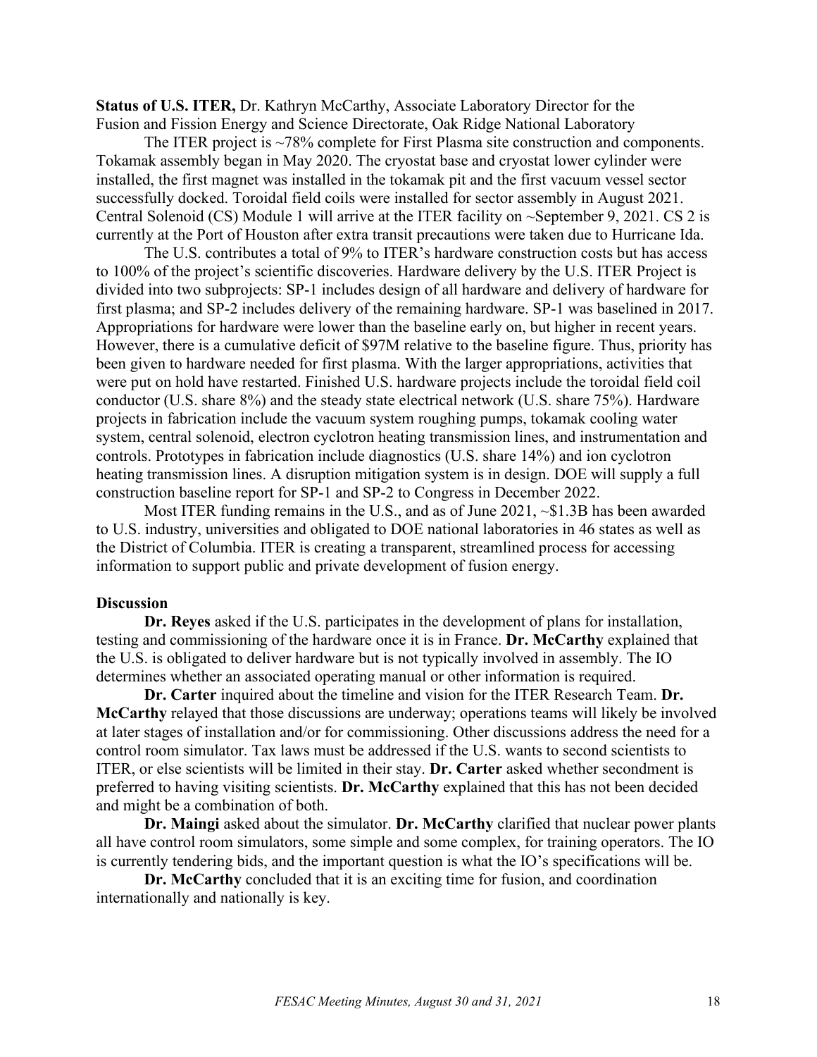**Status of U.S. ITER,** Dr. Kathryn McCarthy, Associate Laboratory Director for the Fusion and Fission Energy and Science Directorate, Oak Ridge National Laboratory

The ITER project is ~78% complete for First Plasma site construction and components. Tokamak assembly began in May 2020. The cryostat base and cryostat lower cylinder were installed, the first magnet was installed in the tokamak pit and the first vacuum vessel sector successfully docked. Toroidal field coils were installed for sector assembly in August 2021. Central Solenoid (CS) Module 1 will arrive at the ITER facility on ~September 9, 2021. CS 2 is currently at the Port of Houston after extra transit precautions were taken due to Hurricane Ida.

The U.S. contributes a total of 9% to ITER's hardware construction costs but has access to 100% of the project's scientific discoveries. Hardware delivery by the U.S. ITER Project is divided into two subprojects: SP-1 includes design of all hardware and delivery of hardware for first plasma; and SP-2 includes delivery of the remaining hardware. SP-1 was baselined in 2017. Appropriations for hardware were lower than the baseline early on, but higher in recent years. However, there is a cumulative deficit of $97M relative to the baseline figure. Thus, priority has been given to hardware needed for first plasma. With the larger appropriations, activities that were put on hold have restarted. Finished U.S. hardware projects include the toroidal field coil conductor (U.S. share 8%) and the steady state electrical network (U.S. share 75%). Hardware projects in fabrication include the vacuum system roughing pumps, tokamak cooling water system, central solenoid, electron cyclotron heating transmission lines, and instrumentation and controls. Prototypes in fabrication include diagnostics (U.S. share 14%) and ion cyclotron heating transmission lines. A disruption mitigation system is in design. DOE will supply a full construction baseline report for SP-1 and SP-2 to Congress in December 2022.

Most ITER funding remains in the U.S., and as of June 2021, ~$1.3B has been awarded to U.S. industry, universities and obligated to DOE national laboratories in 46 states as well as the District of Columbia. ITER is creating a transparent, streamlined process for accessing information to support public and private development of fusion energy.

**Discussion**

**Dr. Reyes** asked if the U.S. participates in the development of plans for installation, testing and commissioning of the hardware once it is in France. **Dr. McCarthy** explained that the U.S. is obligated to deliver hardware but is not typically involved in assembly. The IO determines whether an associated operating manual or other information is required.

**Dr. Carter** inquired about the timeline and vision for the ITER Research Team. **Dr. McCarthy** relayed that those discussions are underway; operations teams will likely be involved at later stages of installation and/or for commissioning. Other discussions address the need for a control room simulator. Tax laws must be addressed if the U.S. wants to second scientists to ITER, or else scientists will be limited in their stay. **Dr. Carter** asked whether secondment is preferred to having visiting scientists. **Dr. McCarthy** explained that this has not been decided and might be a combination of both.

**Dr. Maingi** asked about the simulator. **Dr. McCarthy** clarified that nuclear power plants all have control room simulators, some simple and some complex, for training operators. The IO is currently tendering bids, and the important question is what the IO's specifications will be.

**Dr. McCarthy** concluded that it is an exciting time for fusion, and coordination internationally and nationally is key.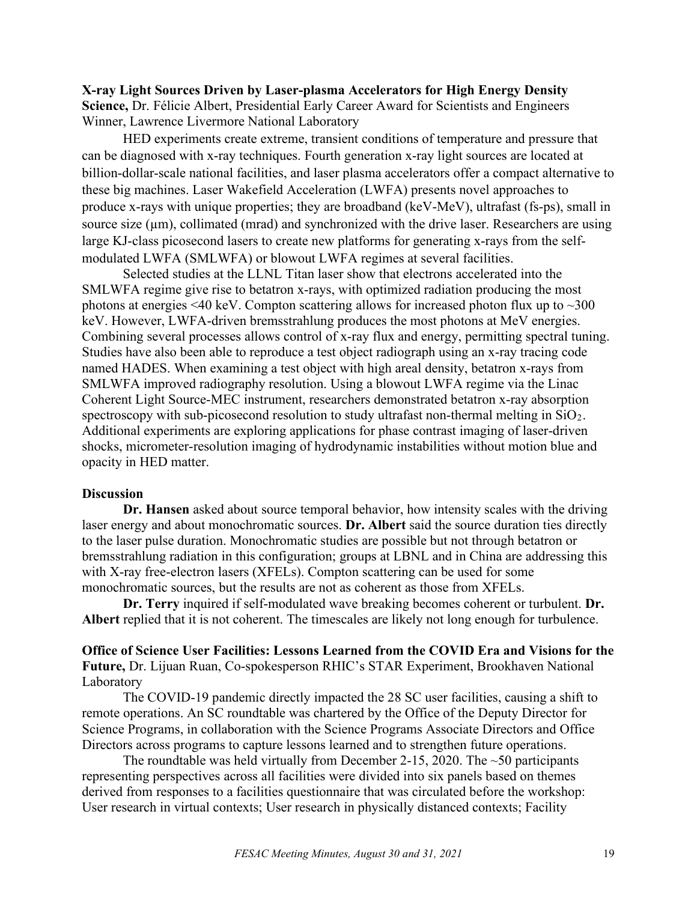**X-ray Light Sources Driven by Laser-plasma Accelerators for High Energy Density Science,** Dr. Félicie Albert, Presidential Early Career Award for Scientists and Engineers Winner, Lawrence Livermore National Laboratory

HED experiments create extreme, transient conditions of temperature and pressure that can be diagnosed with x-ray techniques. Fourth generation x-ray light sources are located at billion-dollar-scale national facilities, and laser plasma accelerators offer a compact alternative to these big machines. Laser Wakefield Acceleration (LWFA) presents novel approaches to produce x-rays with unique properties; they are broadband (keV-MeV), ultrafast (fs-ps), small in source size (µm), collimated (mrad) and synchronized with the drive laser. Researchers are using large KJ-class picosecond lasers to create new platforms for generating x-rays from the self-modulated LWFA (SMLWFA) or blowout LWFA regimes at several facilities.

Selected studies at the LLNL Titan laser show that electrons accelerated into the SMLWFA regime give rise to betatron x-rays, with optimized radiation producing the most photons at energies <40 keV. Compton scattering allows for increased photon flux up to ~300 keV. However, LWFA-driven bremsstrahlung produces the most photons at MeV energies. Combining several processes allows control of x-ray flux and energy, permitting spectral tuning. Studies have also been able to reproduce a test object radiograph using an x-ray tracing code named HADES. When examining a test object with high areal density, betatron x-rays from SMLWFA improved radiography resolution. Using a blowout LWFA regime via the Linac Coherent Light Source-MEC instrument, researchers demonstrated betatron x-ray absorption spectroscopy with sub-picosecond resolution to study ultrafast non-thermal melting in $SiO_2$. Additional experiments are exploring applications for phase contrast imaging of laser-driven shocks, micrometer-resolution imaging of hydrodynamic instabilities without motion blue and opacity in HED matter.

**Discussion**

**Dr. Hansen** asked about source temporal behavior, how intensity scales with the driving laser energy and about monochromatic sources. **Dr. Albert** said the source duration ties directly to the laser pulse duration. Monochromatic studies are possible but not through betatron or bremsstrahlung radiation in this configuration; groups at LBNL and in China are addressing this with X-ray free-electron lasers (XFELs). Compton scattering can be used for some monochromatic sources, but the results are not as coherent as those from XFELs.

**Dr. Terry** inquired if self-modulated wave breaking becomes coherent or turbulent. **Dr. Albert** replied that it is not coherent. The timescales are likely not long enough for turbulence.

**Office of Science User Facilities: Lessons Learned from the COVID Era and Visions for the Future,** Dr. Lijuan Ruan, Co-spokesperson RHIC's STAR Experiment, Brookhaven National Laboratory

The COVID-19 pandemic directly impacted the 28 SC user facilities, causing a shift to remote operations. An SC roundtable was chartered by the Office of the Deputy Director for Science Programs, in collaboration with the Science Programs Associate Directors and Office Directors across programs to capture lessons learned and to strengthen future operations.

The roundtable was held virtually from December 2-15, 2020. The ~50 participants representing perspectives across all facilities were divided into six panels based on themes derived from responses to a facilities questionnaire that was circulated before the workshop: User research in virtual contexts; User research in physically distanced contexts; Facility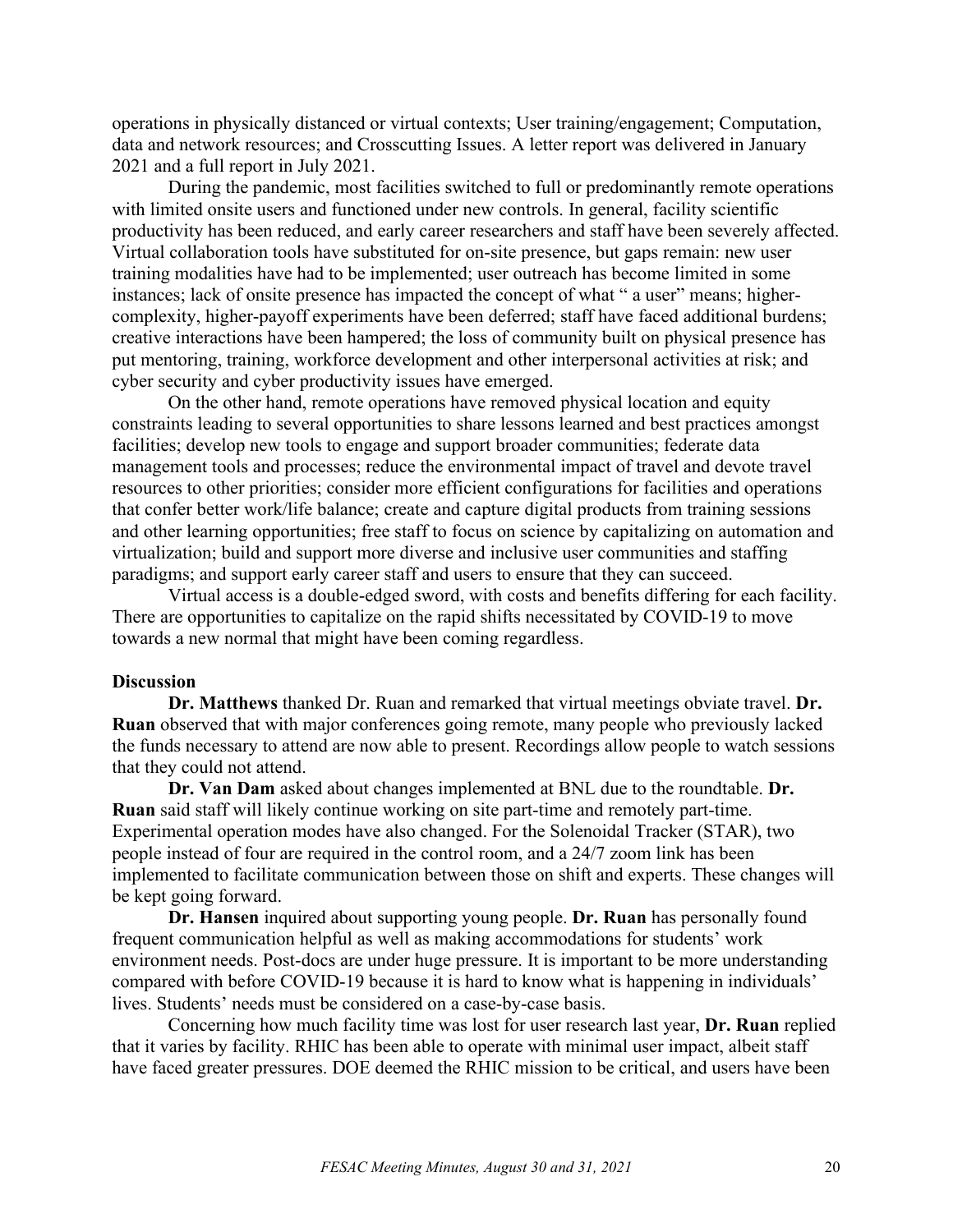operations in physically distanced or virtual contexts; User training/engagement; Computation, data and network resources; and Crosscutting Issues. A letter report was delivered in January 2021 and a full report in July 2021.

During the pandemic, most facilities switched to full or predominantly remote operations with limited onsite users and functioned under new controls. In general, facility scientific productivity has been reduced, and early career researchers and staff have been severely affected. Virtual collaboration tools have substituted for on-site presence, but gaps remain: new user training modalities have had to be implemented; user outreach has become limited in some instances; lack of onsite presence has impacted the concept of what " a user" means; higher-complexity, higher-payoff experiments have been deferred; staff have faced additional burdens; creative interactions have been hampered; the loss of community built on physical presence has put mentoring, training, workforce development and other interpersonal activities at risk; and cyber security and cyber productivity issues have emerged.

On the other hand, remote operations have removed physical location and equity constraints leading to several opportunities to share lessons learned and best practices amongst facilities; develop new tools to engage and support broader communities; federate data management tools and processes; reduce the environmental impact of travel and devote travel resources to other priorities; consider more efficient configurations for facilities and operations that confer better work/life balance; create and capture digital products from training sessions and other learning opportunities; free staff to focus on science by capitalizing on automation and virtualization; build and support more diverse and inclusive user communities and staffing paradigms; and support early career staff and users to ensure that they can succeed.

Virtual access is a double-edged sword, with costs and benefits differing for each facility. There are opportunities to capitalize on the rapid shifts necessitated by COVID-19 to move towards a new normal that might have been coming regardless.

**Discussion**

**Dr. Matthews** thanked Dr. Ruan and remarked that virtual meetings obviate travel. **Dr. Ruan** observed that with major conferences going remote, many people who previously lacked the funds necessary to attend are now able to present. Recordings allow people to watch sessions that they could not attend.

**Dr. Van Dam** asked about changes implemented at BNL due to the roundtable. **Dr. Ruan** said staff will likely continue working on site part-time and remotely part-time. Experimental operation modes have also changed. For the Solenoidal Tracker (STAR), two people instead of four are required in the control room, and a 24/7 zoom link has been implemented to facilitate communication between those on shift and experts. These changes will be kept going forward.

**Dr. Hansen** inquired about supporting young people. **Dr. Ruan** has personally found frequent communication helpful as well as making accommodations for students' work environment needs. Post-docs are under huge pressure. It is important to be more understanding compared with before COVID-19 because it is hard to know what is happening in individuals' lives. Students' needs must be considered on a case-by-case basis.

Concerning how much facility time was lost for user research last year, **Dr. Ruan** replied that it varies by facility. RHIC has been able to operate with minimal user impact, albeit staff have faced greater pressures. DOE deemed the RHIC mission to be critical, and users have been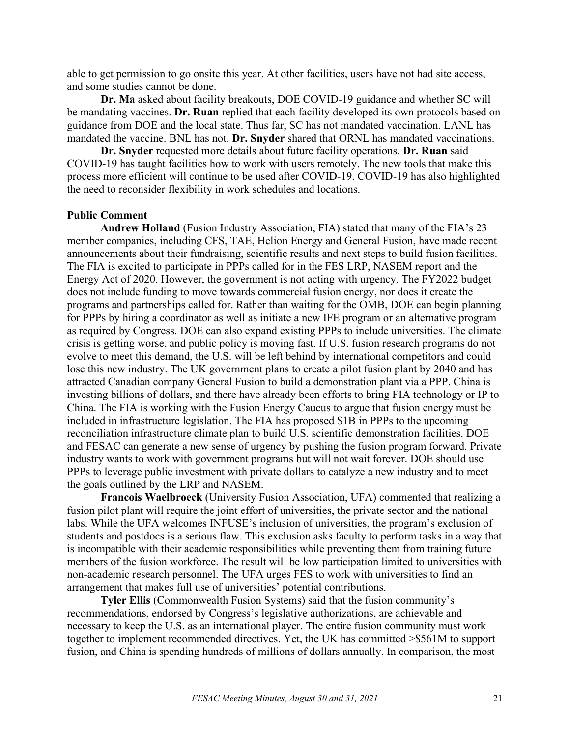able to get permission to go onsite this year. At other facilities, users have not had site access, and some studies cannot be done.

**Dr. Ma** asked about facility breakouts, DOE COVID-19 guidance and whether SC will be mandating vaccines. **Dr. Ruan** replied that each facility developed its own protocols based on guidance from DOE and the local state. Thus far, SC has not mandated vaccination. LANL has mandated the vaccine. BNL has not. **Dr. Snyder** shared that ORNL has mandated vaccinations.

**Dr. Snyder** requested more details about future facility operations. **Dr. Ruan** said COVID-19 has taught facilities how to work with users remotely. The new tools that make this process more efficient will continue to be used after COVID-19. COVID-19 has also highlighted the need to reconsider flexibility in work schedules and locations.

**Public Comment**

**Andrew Holland** (Fusion Industry Association, FIA) stated that many of the FIA's 23 member companies, including CFS, TAE, Helion Energy and General Fusion, have made recent announcements about their fundraising, scientific results and next steps to build fusion facilities. The FIA is excited to participate in PPPs called for in the FES LRP, NASEM report and the Energy Act of 2020. However, the government is not acting with urgency. The FY2022 budget does not include funding to move towards commercial fusion energy, nor does it create the programs and partnerships called for. Rather than waiting for the OMB, DOE can begin planning for PPPs by hiring a coordinator as well as initiate a new IFE program or an alternative program as required by Congress. DOE can also expand existing PPPs to include universities. The climate crisis is getting worse, and public policy is moving fast. If U.S. fusion research programs do not evolve to meet this demand, the U.S. will be left behind by international competitors and could lose this new industry. The UK government plans to create a pilot fusion plant by 2040 and has attracted Canadian company General Fusion to build a demonstration plant via a PPP. China is investing billions of dollars, and there have already been efforts to bring FIA technology or IP to China. The FIA is working with the Fusion Energy Caucus to argue that fusion energy must be included in infrastructure legislation. The FIA has proposed $1B in PPPs to the upcoming reconciliation infrastructure climate plan to build U.S. scientific demonstration facilities. DOE and FESAC can generate a new sense of urgency by pushing the fusion program forward. Private industry wants to work with government programs but will not wait forever. DOE should use PPPs to leverage public investment with private dollars to catalyze a new industry and to meet the goals outlined by the LRP and NASEM.

**Francois Waelbroeck** (University Fusion Association, UFA) commented that realizing a fusion pilot plant will require the joint effort of universities, the private sector and the national labs. While the UFA welcomes INFUSE's inclusion of universities, the program's exclusion of students and postdocs is a serious flaw. This exclusion asks faculty to perform tasks in a way that is incompatible with their academic responsibilities while preventing them from training future members of the fusion workforce. The result will be low participation limited to universities with non-academic research personnel. The UFA urges FES to work with universities to find an arrangement that makes full use of universities' potential contributions.

**Tyler Ellis** (Commonwealth Fusion Systems) said that the fusion community's recommendations, endorsed by Congress's legislative authorizations, are achievable and necessary to keep the U.S. as an international player. The entire fusion community must work together to implement recommended directives. Yet, the UK has committed >$561M to support fusion, and China is spending hundreds of millions of dollars annually. In comparison, the most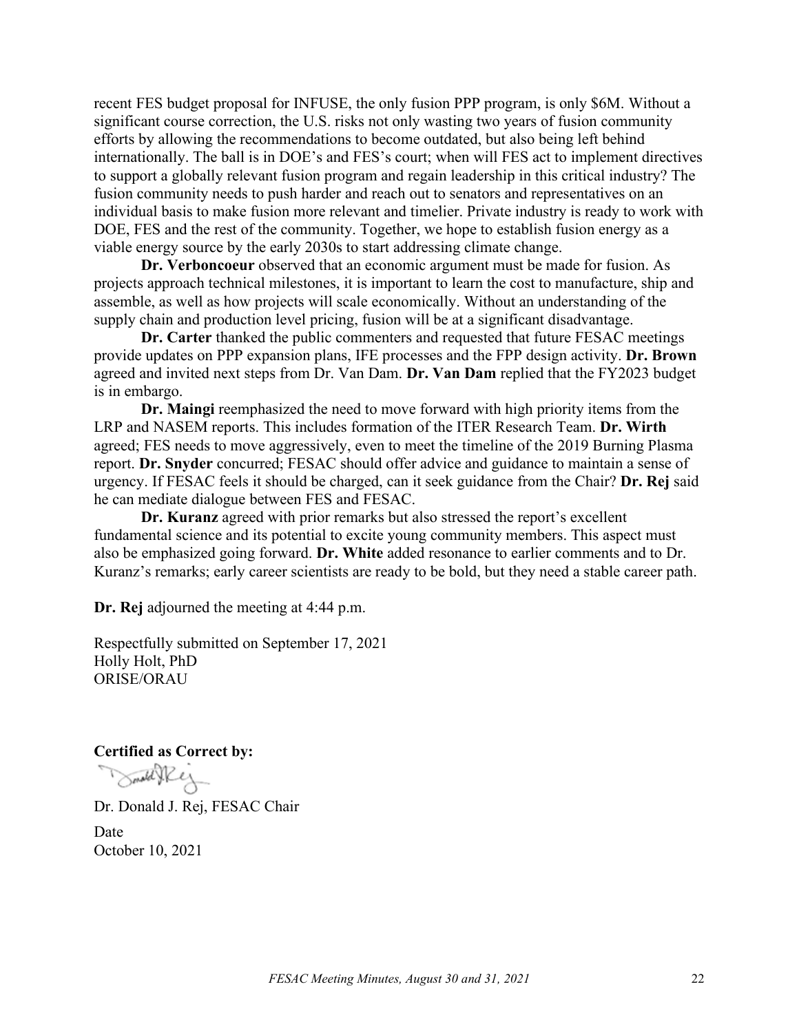recent FES budget proposal for INFUSE, the only fusion PPP program, is only $6M. Without a significant course correction, the U.S. risks not only wasting two years of fusion community efforts by allowing the recommendations to become outdated, but also being left behind internationally. The ball is in DOE's and FES's court; when will FES act to implement directives to support a globally relevant fusion program and regain leadership in this critical industry? The fusion community needs to push harder and reach out to senators and representatives on an individual basis to make fusion more relevant and timelier. Private industry is ready to work with DOE, FES and the rest of the community. Together, we hope to establish fusion energy as a viable energy source by the early 2030s to start addressing climate change.

**Dr. Verboncoeur** observed that an economic argument must be made for fusion. As projects approach technical milestones, it is important to learn the cost to manufacture, ship and assemble, as well as how projects will scale economically. Without an understanding of the supply chain and production level pricing, fusion will be at a significant disadvantage.

**Dr. Carter** thanked the public commenters and requested that future FESAC meetings provide updates on PPP expansion plans, IFE processes and the FPP design activity. **Dr. Brown** agreed and invited next steps from Dr. Van Dam. **Dr. Van Dam** replied that the FY2023 budget is in embargo.

**Dr. Maingi** reemphasized the need to move forward with high priority items from the LRP and NASEM reports. This includes formation of the ITER Research Team. **Dr. Wirth** agreed; FES needs to move aggressively, even to meet the timeline of the 2019 Burning Plasma report. **Dr. Snyder** concurred; FESAC should offer advice and guidance to maintain a sense of urgency. If FESAC feels it should be charged, can it seek guidance from the Chair? **Dr. Rej** said he can mediate dialogue between FES and FESAC.

**Dr. Kuranz** agreed with prior remarks but also stressed the report's excellent fundamental science and its potential to excite young community members. This aspect must also be emphasized going forward. **Dr. White** added resonance to earlier comments and to Dr. Kuranz's remarks; early career scientists are ready to be bold, but they need a stable career path.

**Dr. Rej** adjourned the meeting at 4:44 p.m.

Respectfully submitted on September 17, 2021
Holly Holt, PhD
ORISE/ORAU

**Certified as Correct by:**

Dr. Donald J. Rej, FESAC Chair

Date
October 10, 2021